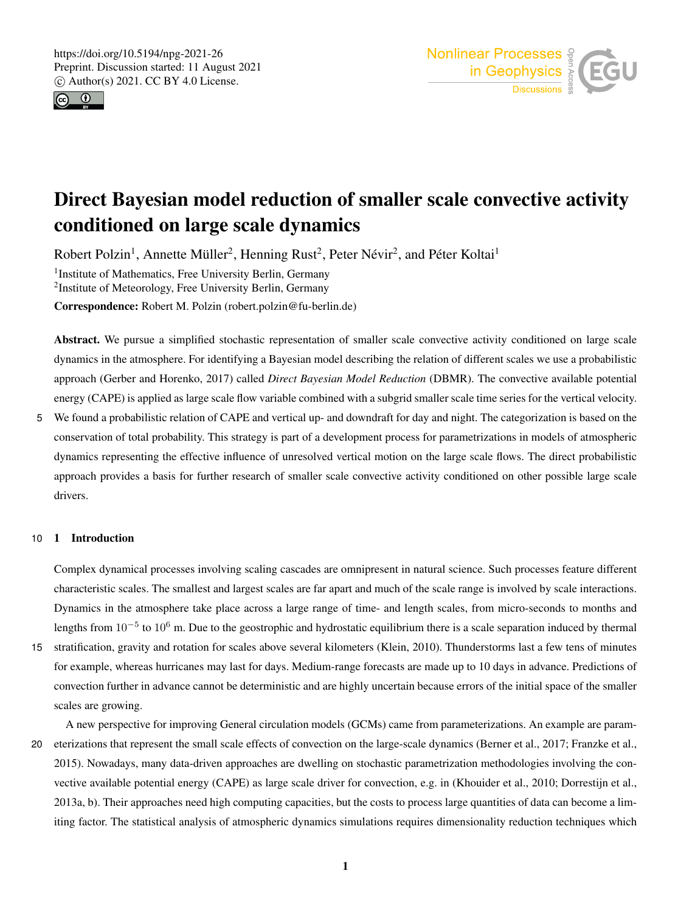# Direct Bayesian model reduction of smaller scale convective activity conditioned on large scale dynamics

Robert Polzin[1], Annette Müller[2], Henning Rust[2], Peter Névir[2], and Péter Koltai[1]

[1]Institute of Mathematics, Free University Berlin, Germany

[2]Institute of Meteorology, Free University Berlin, Germany

**Correspondence:** Robert M. Polzin (robert.polzin@fu-berlin.de)

**Abstract.** We pursue a simplified stochastic representation of smaller scale convective activity conditioned on large scale dynamics in the atmosphere. For identifying a Bayesian model describing the relation of different scales we use a probabilistic approach (Gerber and Horenko, 2017) called *Direct Bayesian Model Reduction* (DBMR). The convective available potential energy (CAPE) is applied as large scale flow variable combined with a subgrid smaller scale time series for the vertical velocity. We found a probabilistic relation of CAPE and vertical up- and downdraft for day and night. The categorization is based on the conservation of total probability. This strategy is part of a development process for parametrizations in models of atmospheric dynamics representing the effective influence of unresolved vertical motion on the large scale flows. The direct probabilistic approach provides a basis for further research of smaller scale convective activity conditioned on other possible large scale drivers.

## 1 Introduction

Complex dynamical processes involving scaling cascades are omnipresent in natural science. Such processes feature different characteristic scales. The smallest and largest scales are far apart and much of the scale range is involved by scale interactions. Dynamics in the atmosphere take place across a large range of time- and length scales, from micro-seconds to months and lengths from $10^{-5}$ to $10^{6}$ m. Due to the geostrophic and hydrostatic equilibrium there is a scale separation induced by thermal stratification, gravity and rotation for scales above several kilometers (Klein, 2010). Thunderstorms last a few tens of minutes for example, whereas hurricanes may last for days. Medium-range forecasts are made up to 10 days in advance. Predictions of convection further in advance cannot be deterministic and are highly uncertain because errors of the initial space of the smaller scales are growing.

A new perspective for improving General circulation models (GCMs) came from parameterizations. An example are parameterizations that represent the small scale effects of convection on the large-scale dynamics (Berner et al., 2017; Franzke et al., 2015). Nowadays, many data-driven approaches are dwelling on stochastic parametrization methodologies involving the convective available potential energy (CAPE) as large scale driver for convection, e.g. in (Khouider et al., 2010; Dorrestijn et al., 2013a, b). Their approaches need high computing capacities, but the costs to process large quantities of data can become a limiting factor. The statistical analysis of atmospheric dynamics simulations requires dimensionality reduction techniques which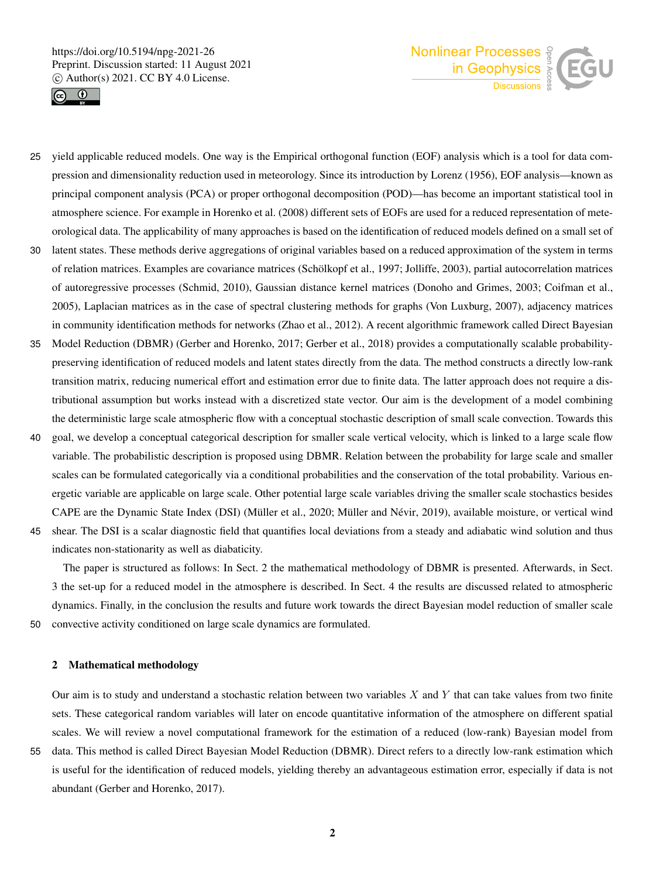yield applicable reduced models. One way is the Empirical orthogonal function (EOF) analysis which is a tool for data compression and dimensionality reduction used in meteorology. Since its introduction by Lorenz (1956), EOF analysis—known as principal component analysis (PCA) or proper orthogonal decomposition (POD)—has become an important statistical tool in atmosphere science. For example in Horenko et al. (2008) different sets of EOFs are used for a reduced representation of meteorological data. The applicability of many approaches is based on the identification of reduced models defined on a small set of latent states. These methods derive aggregations of original variables based on a reduced approximation of the system in terms of relation matrices. Examples are covariance matrices (Schölkopf et al., 1997; Jolliffe, 2003), partial autocorrelation matrices of autoregressive processes (Schmid, 2010), Gaussian distance kernel matrices (Donoho and Grimes, 2003; Coifman et al., 2005), Laplacian matrices as in the case of spectral clustering methods for graphs (Von Luxburg, 2007), adjacency matrices in community identification methods for networks (Zhao et al., 2012). A recent algorithmic framework called Direct Bayesian Model Reduction (DBMR) (Gerber and Horenko, 2017; Gerber et al., 2018) provides a computationally scalable probability-preserving identification of reduced models and latent states directly from the data. The method constructs a directly low-rank transition matrix, reducing numerical effort and estimation error due to finite data. The latter approach does not require a distributional assumption but works instead with a discretized state vector. Our aim is the development of a model combining the deterministic large scale atmospheric flow with a conceptual stochastic description of small scale convection. Towards this goal, we develop a conceptual categorical description for smaller scale vertical velocity, which is linked to a large scale flow variable. The probabilistic description is proposed using DBMR. Relation between the probability for large scale and smaller scales can be formulated categorically via a conditional probabilities and the conservation of the total probability. Various energetic variable are applicable on large scale. Other potential large scale variables driving the smaller scale stochastics besides CAPE are the Dynamic State Index (DSI) (Müller et al., 2020; Müller and Névir, 2019), available moisture, or vertical wind shear. The DSI is a scalar diagnostic field that quantifies local deviations from a steady and adiabatic wind solution and thus indicates non-stationarity as well as diabaticity.

The paper is structured as follows: In Sect. 2 the mathematical methodology of DBMR is presented. Afterwards, in Sect. 3 the set-up for a reduced model in the atmosphere is described. In Sect. 4 the results are discussed related to atmospheric dynamics. Finally, in the conclusion the results and future work towards the direct Bayesian model reduction of smaller scale convective activity conditioned on large scale dynamics are formulated.

## 2 Mathematical methodology

Our aim is to study and understand a stochastic relation between two variables $X$ and $Y$ that can take values from two finite sets. These categorical random variables will later on encode quantitative information of the atmosphere on different spatial scales. We will review a novel computational framework for the estimation of a reduced (low-rank) Bayesian model from data. This method is called Direct Bayesian Model Reduction (DBMR). Direct refers to a directly low-rank estimation which is useful for the identification of reduced models, yielding thereby an advantageous estimation error, especially if data is not abundant (Gerber and Horenko, 2017).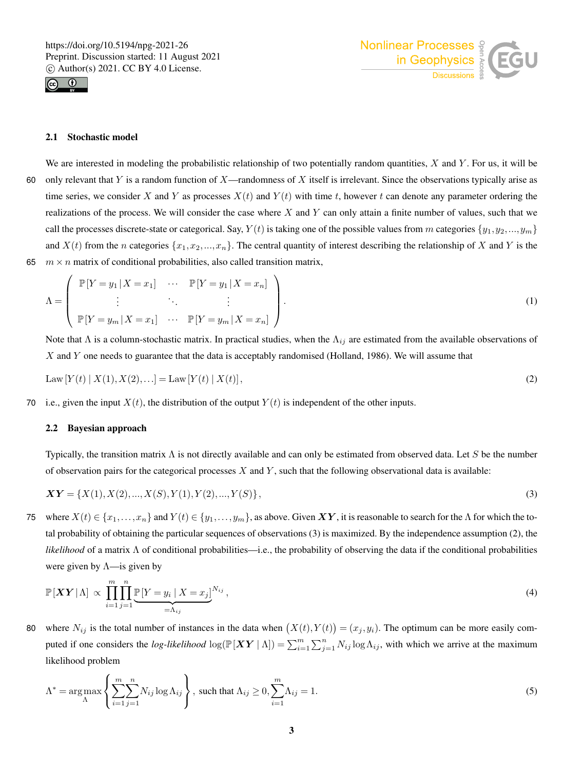### 2.1 Stochastic model

We are interested in modeling the probabilistic relationship of two potentially random quantities, $X$ and $Y$. For us, it will be only relevant that $Y$ is a random function of $X$—randomness of $X$ itself is irrelevant. Since the observations typically arise as time series, we consider $X$ and $Y$ as processes $X(t)$ and $Y(t)$ with time $t$, however $t$ can denote any parameter ordering the realizations of the process. We will consider the case where $X$ and $Y$ can only attain a finite number of values, such that we call the processes discrete-state or categorical. Say, $Y(t)$ is taking one of the possible values from $m$ categories $\{y_1, y_2, ..., y_m\}$ and $X(t)$ from the $n$ categories $\{x_1, x_2, ..., x_n\}$. The central quantity of interest describing the relationship of $X$ and $Y$ is the $m \times n$ matrix of conditional probabilities, also called transition matrix,

$$\Lambda = \begin{pmatrix} \mathbb{P}[Y = y_1 \,|\, X = x_1] & \cdots & \mathbb{P}[Y = y_1 \,|\, X = x_n] \\ \vdots & \ddots & \vdots \\ \mathbb{P}[Y = y_m \,|\, X = x_1] & \cdots & \mathbb{P}[Y = y_m \,|\, X = x_n] \end{pmatrix}. \tag{1}$$

Note that $\Lambda$ is a column-stochastic matrix. In practical studies, when the $\Lambda_{ij}$ are estimated from the available observations of $X$ and $Y$ one needs to guarantee that the data is acceptably randomised (Holland, 1986). We will assume that

$$\text{Law}\,[Y(t) \mid X(1), X(2), \ldots] = \text{Law}\,[Y(t) \mid X(t)], \tag{2}$$

i.e., given the input $X(t)$, the distribution of the output $Y(t)$ is independent of the other inputs.

### 2.2 Bayesian approach

Typically, the transition matrix $\Lambda$ is not directly available and can only be estimated from observed data. Let $S$ be the number of observation pairs for the categorical processes $X$ and $Y$, such that the following observational data is available:

$$\boldsymbol{XY} = \{X(1), X(2), ..., X(S), Y(1), Y(2), ..., Y(S)\}, \tag{3}$$

where $X(t) \in \{x_1, \ldots, x_n\}$ and $Y(t) \in \{y_1, \ldots, y_m\}$, as above. Given $\boldsymbol{XY}$, it is reasonable to search for the $\Lambda$ for which the total probability of obtaining the particular sequences of observations (3) is maximized. By the independence assumption (2), the *likelihood* of a matrix $\Lambda$ of conditional probabilities—i.e., the probability of observing the data if the conditional probabilities were given by $\Lambda$—is given by

$$\mathbb{P}[\boldsymbol{XY} \,|\, \Lambda] \;\propto\; \prod_{i=1}^{m} \prod_{j=1}^{n} \underbrace{\mathbb{P}[Y = y_i \mid X = x_j]}_{=\Lambda_{ij}}{}^{N_{ij}}, \tag{4}$$

where $N_{ij}$ is the total number of instances in the data when $\big(X(t), Y(t)\big) = (x_j, y_i)$. The optimum can be more easily computed if one considers the *log-likelihood* $\log(\mathbb{P}[\boldsymbol{XY} \mid \Lambda]) = \sum_{i=1}^{m} \sum_{j=1}^{n} N_{ij} \log \Lambda_{ij}$, with which we arrive at the maximum likelihood problem

$$\Lambda^* = \arg\max_{\Lambda} \left\{ \sum_{i=1}^{m} \sum_{j=1}^{n} N_{ij} \log \Lambda_{ij} \right\}, \text{ such that } \Lambda_{ij} \geq 0, \sum_{i=1}^{m} \Lambda_{ij} = 1. \tag{5}$$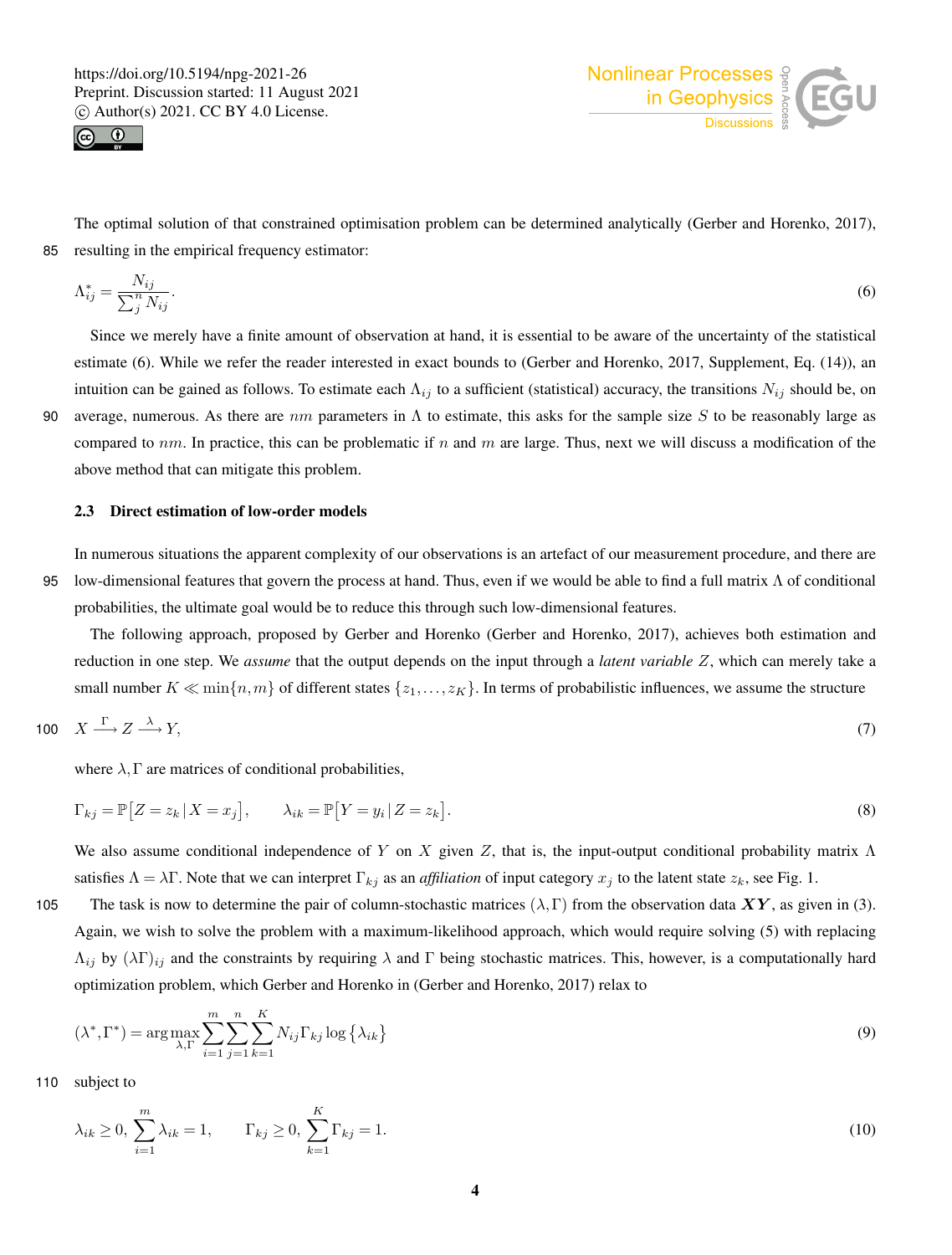The optimal solution of that constrained optimisation problem can be determined analytically (Gerber and Horenko, 2017), resulting in the empirical frequency estimator:

$$\Lambda^*_{ij} = \frac{N_{ij}}{\sum_j^n N_{ij}}. \tag{6}$$

Since we merely have a finite amount of observation at hand, it is essential to be aware of the uncertainty of the statistical estimate (6). While we refer the reader interested in exact bounds to (Gerber and Horenko, 2017, Supplement, Eq. (14)), an intuition can be gained as follows. To estimate each $\Lambda_{ij}$ to a sufficient (statistical) accuracy, the transitions $N_{ij}$ should be, on average, numerous. As there are $nm$ parameters in $\Lambda$ to estimate, this asks for the sample size $S$ to be reasonably large as compared to $nm$. In practice, this can be problematic if $n$ and $m$ are large. Thus, next we will discuss a modification of the above method that can mitigate this problem.

### 2.3 Direct estimation of low-order models

In numerous situations the apparent complexity of our observations is an artefact of our measurement procedure, and there are low-dimensional features that govern the process at hand. Thus, even if we would be able to find a full matrix $\Lambda$ of conditional probabilities, the ultimate goal would be to reduce this through such low-dimensional features.

The following approach, proposed by Gerber and Horenko (Gerber and Horenko, 2017), achieves both estimation and reduction in one step. We *assume* that the output depends on the input through a *latent variable* $Z$, which can merely take a small number $K \ll \min\{n, m\}$ of different states $\{z_1, \ldots, z_K\}$. In terms of probabilistic influences, we assume the structure

$$X \xrightarrow{\Gamma} Z \xrightarrow{\lambda} Y, \tag{7}$$

where $\lambda, \Gamma$ are matrices of conditional probabilities,

$$\Gamma_{kj} = \mathbb{P}\big[Z = z_k \,|\, X = x_j\big], \qquad \lambda_{ik} = \mathbb{P}\big[Y = y_i \,|\, Z = z_k\big]. \tag{8}$$

We also assume conditional independence of $Y$ on $X$ given $Z$, that is, the input-output conditional probability matrix $\Lambda$ satisfies $\Lambda = \lambda\Gamma$. Note that we can interpret $\Gamma_{kj}$ as an *affiliation* of input category $x_j$ to the latent state $z_k$, see Fig. 1.

The task is now to determine the pair of column-stochastic matrices $(\lambda, \Gamma)$ from the observation data $\boldsymbol{XY}$, as given in (3). Again, we wish to solve the problem with a maximum-likelihood approach, which would require solving (5) with replacing $\Lambda_{ij}$ by $(\lambda\Gamma)_{ij}$ and the constraints by requiring $\lambda$ and $\Gamma$ being stochastic matrices. This, however, is a computationally hard optimization problem, which Gerber and Horenko in (Gerber and Horenko, 2017) relax to

$$(\lambda^*, \Gamma^*) = \arg\max_{\lambda,\Gamma} \sum_{i=1}^{m} \sum_{j=1}^{n} \sum_{k=1}^{K} N_{ij} \Gamma_{kj} \log\{\lambda_{ik}\} \tag{9}$$

subject to

$$\lambda_{ik} \geq 0, \; \sum_{i=1}^{m} \lambda_{ik} = 1, \qquad \Gamma_{kj} \geq 0, \; \sum_{k=1}^{K} \Gamma_{kj} = 1. \tag{10}$$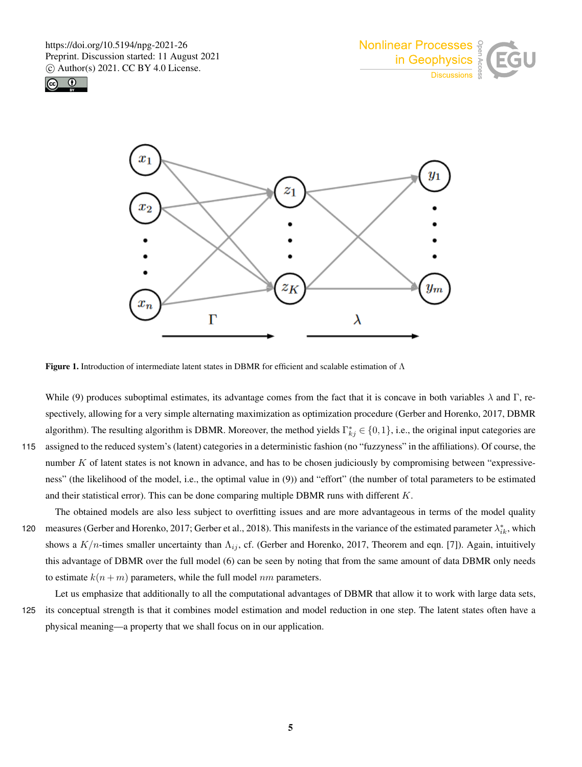Figure 1. Introduction of intermediate latent states in DBMR for efficient and scalable estimation of $\Lambda$

While (9) produces suboptimal estimates, its advantage comes from the fact that it is concave in both variables $\lambda$ and $\Gamma$, respectively, allowing for a very simple alternating maximization as optimization procedure (Gerber and Horenko, 2017, DBMR algorithm). The resulting algorithm is DBMR. Moreover, the method yields $\Gamma^*_{kj} \in \{0,1\}$, i.e., the original input categories are assigned to the reduced system's (latent) categories in a deterministic fashion (no "fuzzyness" in the affiliations). Of course, the number $K$ of latent states is not known in advance, and has to be chosen judiciously by compromising between "expressiveness" (the likelihood of the model, i.e., the optimal value in (9)) and "effort" (the number of total parameters to be estimated and their statistical error). This can be done comparing multiple DBMR runs with different $K$.

The obtained models are also less subject to overfitting issues and are more advantageous in terms of the model quality measures (Gerber and Horenko, 2017; Gerber et al., 2018). This manifests in the variance of the estimated parameter $\lambda^*_{ik}$, which shows a $K/n$-times smaller uncertainty than $\Lambda_{ij}$, cf. (Gerber and Horenko, 2017, Theorem and eqn. [7]). Again, intuitively this advantage of DBMR over the full model (6) can be seen by noting that from the same amount of data DBMR only needs to estimate $k(n+m)$ parameters, while the full model $nm$ parameters.

Let us emphasize that additionally to all the computational advantages of DBMR that allow it to work with large data sets, its conceptual strength is that it combines model estimation and model reduction in one step. The latent states often have a physical meaning—a property that we shall focus on in our application.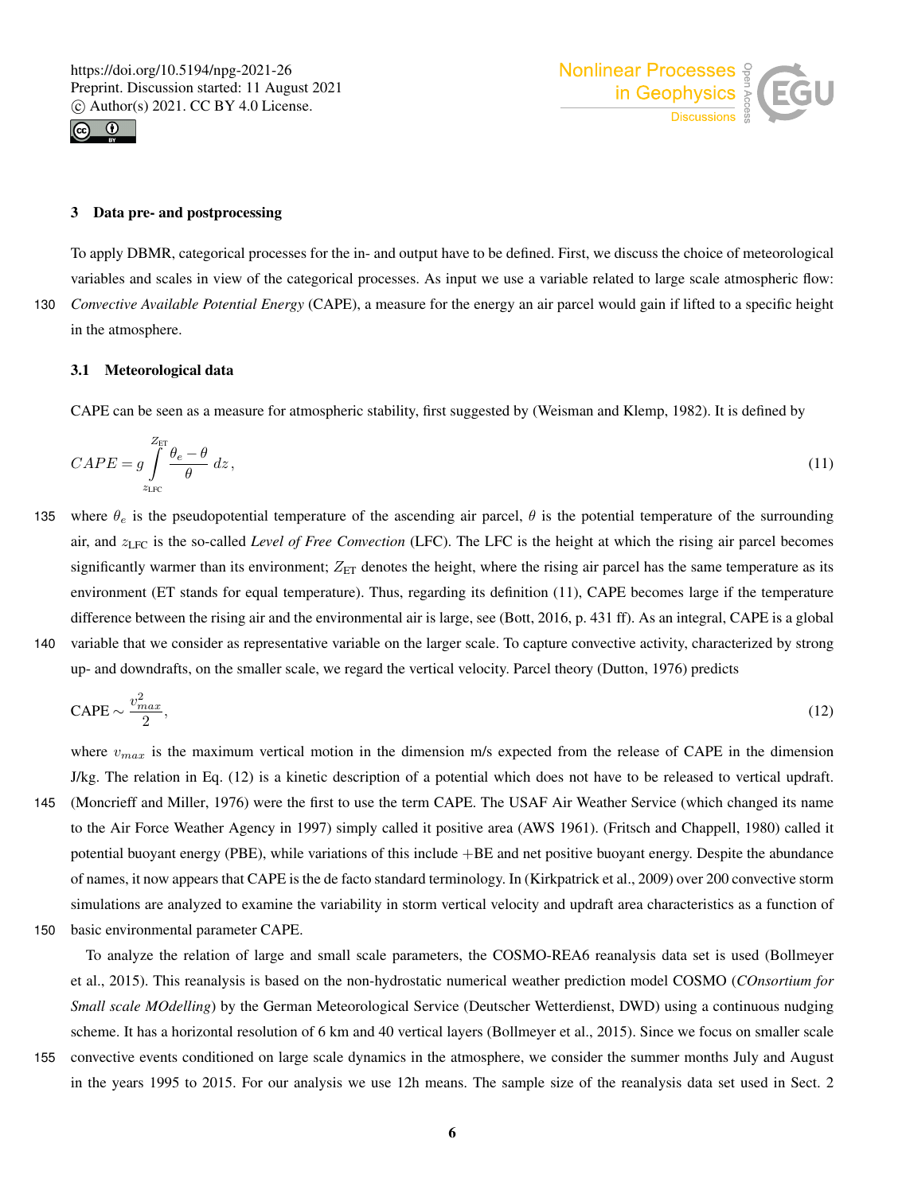## 3 Data pre- and postprocessing

To apply DBMR, categorical processes for the in- and output have to be defined. First, we discuss the choice of meteorological variables and scales in view of the categorical processes. As input we use a variable related to large scale atmospheric flow: *Convective Available Potential Energy* (CAPE), a measure for the energy an air parcel would gain if lifted to a specific height in the atmosphere.

### 3.1 Meteorological data

CAPE can be seen as a measure for atmospheric stability, first suggested by (Weisman and Klemp, 1982). It is defined by

$$CAPE = g \int_{z_{\mathrm{LFC}}}^{Z_{\mathrm{ET}}} \frac{\theta_e - \theta}{\theta} \, dz \,, \tag{11}$$

where $\theta_e$ is the pseudopotential temperature of the ascending air parcel, $\theta$ is the potential temperature of the surrounding air, and $z_{\mathrm{LFC}}$ is the so-called *Level of Free Convection* (LFC). The LFC is the height at which the rising air parcel becomes significantly warmer than its environment; $Z_{\mathrm{ET}}$ denotes the height, where the rising air parcel has the same temperature as its environment (ET stands for equal temperature). Thus, regarding its definition (11), CAPE becomes large if the temperature difference between the rising air and the environmental air is large, see (Bott, 2016, p. 431 ff). As an integral, CAPE is a global variable that we consider as representative variable on the larger scale. To capture convective activity, characterized by strong up- and downdrafts, on the smaller scale, we regard the vertical velocity. Parcel theory (Dutton, 1976) predicts

$$\mathrm{CAPE} \sim \frac{v_{max}^2}{2}, \tag{12}$$

where $v_{max}$ is the maximum vertical motion in the dimension m/s expected from the release of CAPE in the dimension J/kg. The relation in Eq. (12) is a kinetic description of a potential which does not have to be released to vertical updraft. (Moncrieff and Miller, 1976) were the first to use the term CAPE. The USAF Air Weather Service (which changed its name to the Air Force Weather Agency in 1997) simply called it positive area (AWS 1961). (Fritsch and Chappell, 1980) called it potential buoyant energy (PBE), while variations of this include +BE and net positive buoyant energy. Despite the abundance of names, it now appears that CAPE is the de facto standard terminology. In (Kirkpatrick et al., 2009) over 200 convective storm simulations are analyzed to examine the variability in storm vertical velocity and updraft area characteristics as a function of basic environmental parameter CAPE.

To analyze the relation of large and small scale parameters, the COSMO-REA6 reanalysis data set is used (Bollmeyer et al., 2015). This reanalysis is based on the non-hydrostatic numerical weather prediction model COSMO (*COnsortium for Small scale MOdelling*) by the German Meteorological Service (Deutscher Wetterdienst, DWD) using a continuous nudging scheme. It has a horizontal resolution of 6 km and 40 vertical layers (Bollmeyer et al., 2015). Since we focus on smaller scale convective events conditioned on large scale dynamics in the atmosphere, we consider the summer months July and August in the years 1995 to 2015. For our analysis we use 12h means. The sample size of the reanalysis data set used in Sect. 2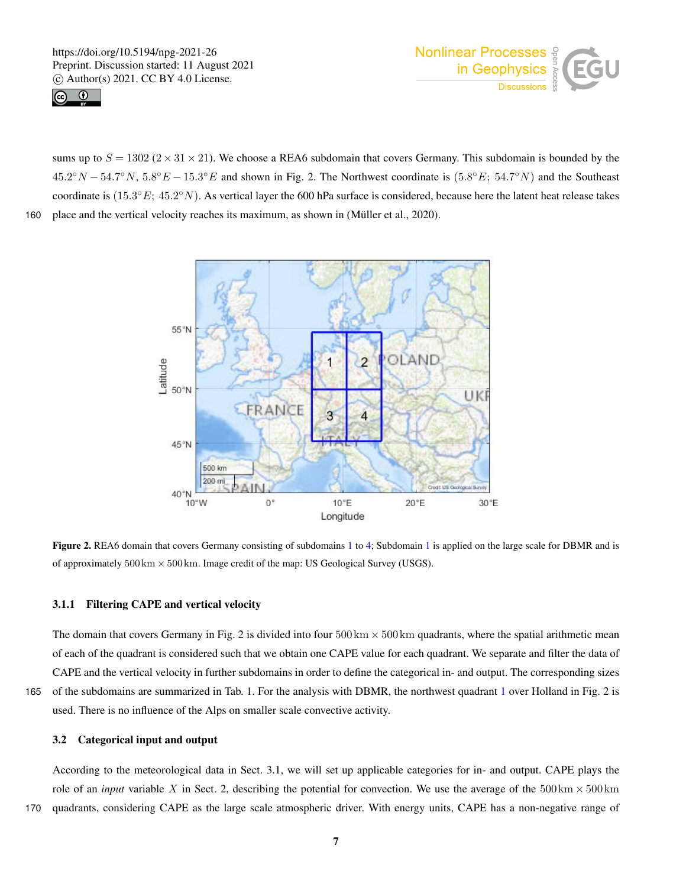sums up to $S = 1302$ $(2 \times 31 \times 21)$. We choose a REA6 subdomain that covers Germany. This subdomain is bounded by the $45.2°N - 54.7°N$, $5.8°E - 15.3°E$ and shown in Fig. 2. The Northwest coordinate is $(5.8°E;\ 54.7°N)$ and the Southeast coordinate is $(15.3°E;\ 45.2°N)$. As vertical layer the 600 hPa surface is considered, because here the latent heat release takes place and the vertical velocity reaches its maximum, as shown in (Müller et al., 2020).

**Figure 2.** REA6 domain that covers Germany consisting of subdomains 1 to 4; Subdomain 1 is applied on the large scale for DBMR and is of approximately $500\,\text{km} \times 500\,\text{km}$. Image credit of the map: US Geological Survey (USGS).

### 3.1.1 Filtering CAPE and vertical velocity

The domain that covers Germany in Fig. 2 is divided into four $500\,\text{km} \times 500\,\text{km}$ quadrants, where the spatial arithmetic mean of each of the quadrant is considered such that we obtain one CAPE value for each quadrant. We separate and filter the data of CAPE and the vertical velocity in further subdomains in order to define the categorical in- and output. The corresponding sizes of the subdomains are summarized in Tab. 1. For the analysis with DBMR, the northwest quadrant 1 over Holland in Fig. 2 is used. There is no influence of the Alps on smaller scale convective activity.

## 3.2 Categorical input and output

According to the meteorological data in Sect. 3.1, we will set up applicable categories for in- and output. CAPE plays the role of an *input* variable $X$ in Sect. 2, describing the potential for convection. We use the average of the $500\,\text{km} \times 500\,\text{km}$ quadrants, considering CAPE as the large scale atmospheric driver. With energy units, CAPE has a non-negative range of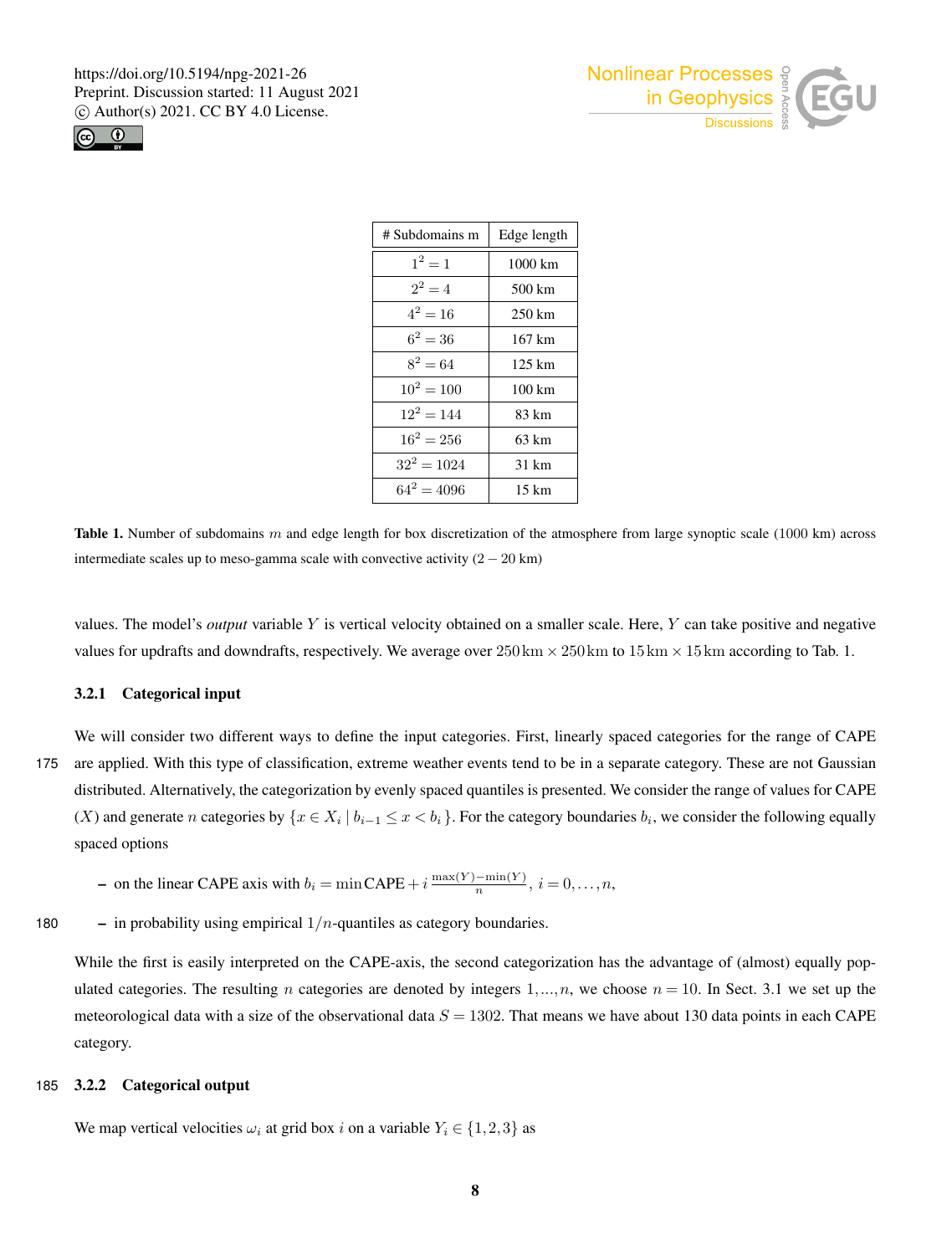| # Subdomains m | Edge length |
|---|---|
| $1^2 = 1$ | 1000 km |
| $2^2 = 4$ | 500 km |
| $4^2 = 16$ | 250 km |
| $6^2 = 36$ | 167 km |
| $8^2 = 64$ | 125 km |
| $10^2 = 100$ | 100 km |
| $12^2 = 144$ | 83 km |
| $16^2 = 256$ | 63 km |
| $32^2 = 1024$ | 31 km |
| $64^2 = 4096$ | 15 km |

**Table 1.** Number of subdomains $m$ and edge length for box discretization of the atmosphere from large synoptic scale (1000 km) across intermediate scales up to meso-gamma scale with convective activity ($2 - 20$ km)

values. The model's *output* variable $Y$ is vertical velocity obtained on a smaller scale. Here, $Y$ can take positive and negative values for updrafts and downdrafts, respectively. We average over $250\,\mathrm{km} \times 250\,\mathrm{km}$ to $15\,\mathrm{km} \times 15\,\mathrm{km}$ according to Tab. 1.

### 3.2.1 Categorical input

We will consider two different ways to define the input categories. First, linearly spaced categories for the range of CAPE are applied. With this type of classification, extreme weather events tend to be in a separate category. These are not Gaussian distributed. Alternatively, the categorization by evenly spaced quantiles is presented. We consider the range of values for CAPE ($X$) and generate $n$ categories by $\{x \in X_i \mid b_{i-1} \leq x < b_i\}$. For the category boundaries $b_i$, we consider the following equally spaced options

- on the linear CAPE axis with $b_i = \min \mathrm{CAPE} + i\,\frac{\max(Y) - \min(Y)}{n}$, $i = 0, \ldots, n$,
- in probability using empirical $1/n$-quantiles as category boundaries.

While the first is easily interpreted on the CAPE-axis, the second categorization has the advantage of (almost) equally populated categories. The resulting $n$ categories are denoted by integers $1, ..., n$, we choose $n = 10$. In Sect. 3.1 we set up the meteorological data with a size of the observational data $S = 1302$. That means we have about 130 data points in each CAPE category.

### 3.2.2 Categorical output

We map vertical velocities $\omega_i$ at grid box $i$ on a variable $Y_i \in \{1, 2, 3\}$ as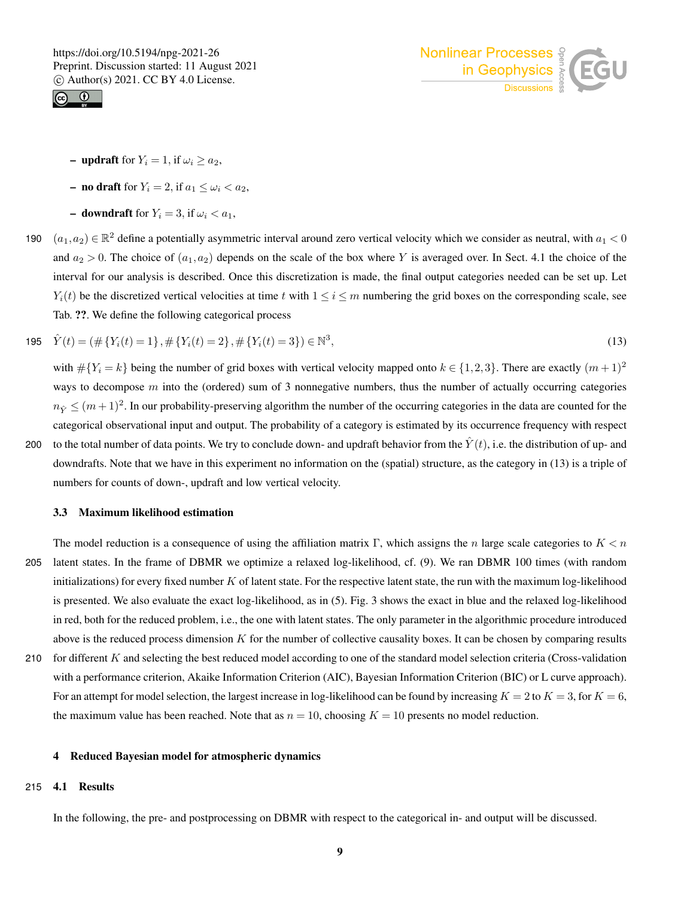- **updraft** for $Y_i = 1$, if $\omega_i \geq a_2$,
- **no draft** for $Y_i = 2$, if $a_1 \leq \omega_i < a_2$,
- **downdraft** for $Y_i = 3$, if $\omega_i < a_1$,

$(a_1, a_2) \in \mathbb{R}^2$ define a potentially asymmetric interval around zero vertical velocity which we consider as neutral, with $a_1 < 0$ and $a_2 > 0$. The choice of $(a_1, a_2)$ depends on the scale of the box where $Y$ is averaged over. In Sect. 4.1 the choice of the interval for our analysis is described. Once this discretization is made, the final output categories needed can be set up. Let $Y_i(t)$ be the discretized vertical velocities at time $t$ with $1 \leq i \leq m$ numbering the grid boxes on the corresponding scale, see Tab. ??. We define the following categorical process

$$\hat{Y}(t) = (\#\{Y_i(t) = 1\}, \#\{Y_i(t) = 2\}, \#\{Y_i(t) = 3\}) \in \mathbb{N}^3, \tag{13}$$

with $\#\{Y_i = k\}$ being the number of grid boxes with vertical velocity mapped onto $k \in \{1, 2, 3\}$. There are exactly $(m+1)^2$ ways to decompose $m$ into the (ordered) sum of 3 nonnegative numbers, thus the number of actually occurring categories $n_{\hat{Y}} \leq (m+1)^2$. In our probability-preserving algorithm the number of the occurring categories in the data are counted for the categorical observational input and output. The probability of a category is estimated by its occurrence frequency with respect to the total number of data points. We try to conclude down- and updraft behavior from the $\hat{Y}(t)$, i.e. the distribution of up- and downdrafts. Note that we have in this experiment no information on the (spatial) structure, as the category in (13) is a triple of numbers for counts of down-, updraft and low vertical velocity.

### 3.3 Maximum likelihood estimation

The model reduction is a consequence of using the affiliation matrix $\Gamma$, which assigns the $n$ large scale categories to $K < n$ latent states. In the frame of DBMR we optimize a relaxed log-likelihood, cf. (9). We ran DBMR 100 times (with random initializations) for every fixed number $K$ of latent state. For the respective latent state, the run with the maximum log-likelihood is presented. We also evaluate the exact log-likelihood, as in (5). Fig. 3 shows the exact in blue and the relaxed log-likelihood in red, both for the reduced problem, i.e., the one with latent states. The only parameter in the algorithmic procedure introduced above is the reduced process dimension $K$ for the number of collective causality boxes. It can be chosen by comparing results for different $K$ and selecting the best reduced model according to one of the standard model selection criteria (Cross-validation with a performance criterion, Akaike Information Criterion (AIC), Bayesian Information Criterion (BIC) or L curve approach). For an attempt for model selection, the largest increase in log-likelihood can be found by increasing $K = 2$ to $K = 3$, for $K = 6$, the maximum value has been reached. Note that as $n = 10$, choosing $K = 10$ presents no model reduction.

## 4 Reduced Bayesian model for atmospheric dynamics

### 4.1 Results

In the following, the pre- and postprocessing on DBMR with respect to the categorical in- and output will be discussed.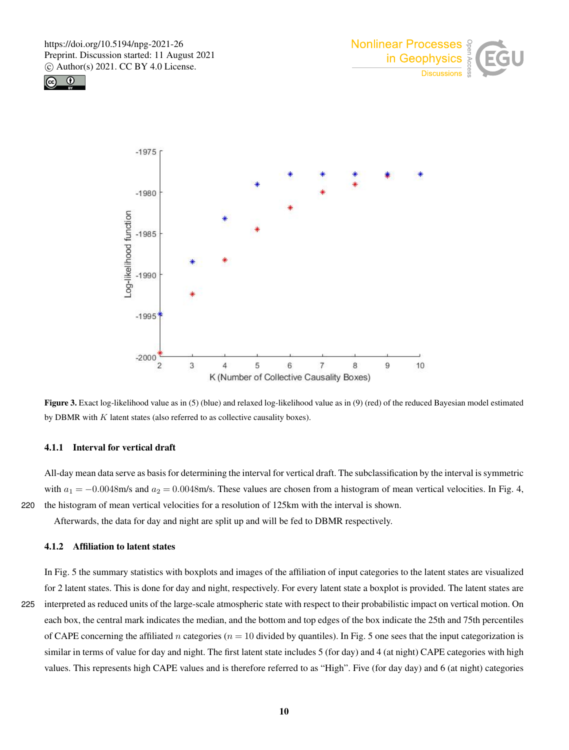Figure 3. Exact log-likelihood value as in (5) (blue) and relaxed log-likelihood value as in (9) (red) of the reduced Bayesian model estimated by DBMR with $K$ latent states (also referred to as collective causality boxes).

#### 4.1.1 Interval for vertical draft

All-day mean data serve as basis for determining the interval for vertical draft. The subclassification by the interval is symmetric with $a_1 = -0.0048$m/s and $a_2 = 0.0048$m/s. These values are chosen from a histogram of mean vertical velocities. In Fig. 4, the histogram of mean vertical velocities for a resolution of 125km with the interval is shown.

Afterwards, the data for day and night are split up and will be fed to DBMR respectively.

#### 4.1.2 Affiliation to latent states

In Fig. 5 the summary statistics with boxplots and images of the affiliation of input categories to the latent states are visualized for 2 latent states. This is done for day and night, respectively. For every latent state a boxplot is provided. The latent states are interpreted as reduced units of the large-scale atmospheric state with respect to their probabilistic impact on vertical motion. On each box, the central mark indicates the median, and the bottom and top edges of the box indicate the 25th and 75th percentiles of CAPE concerning the affiliated $n$ categories ($n = 10$ divided by quantiles). In Fig. 5 one sees that the input categorization is similar in terms of value for day and night. The first latent state includes 5 (for day) and 4 (at night) CAPE categories with high values. This represents high CAPE values and is therefore referred to as "High". Five (for day day) and 6 (at night) categories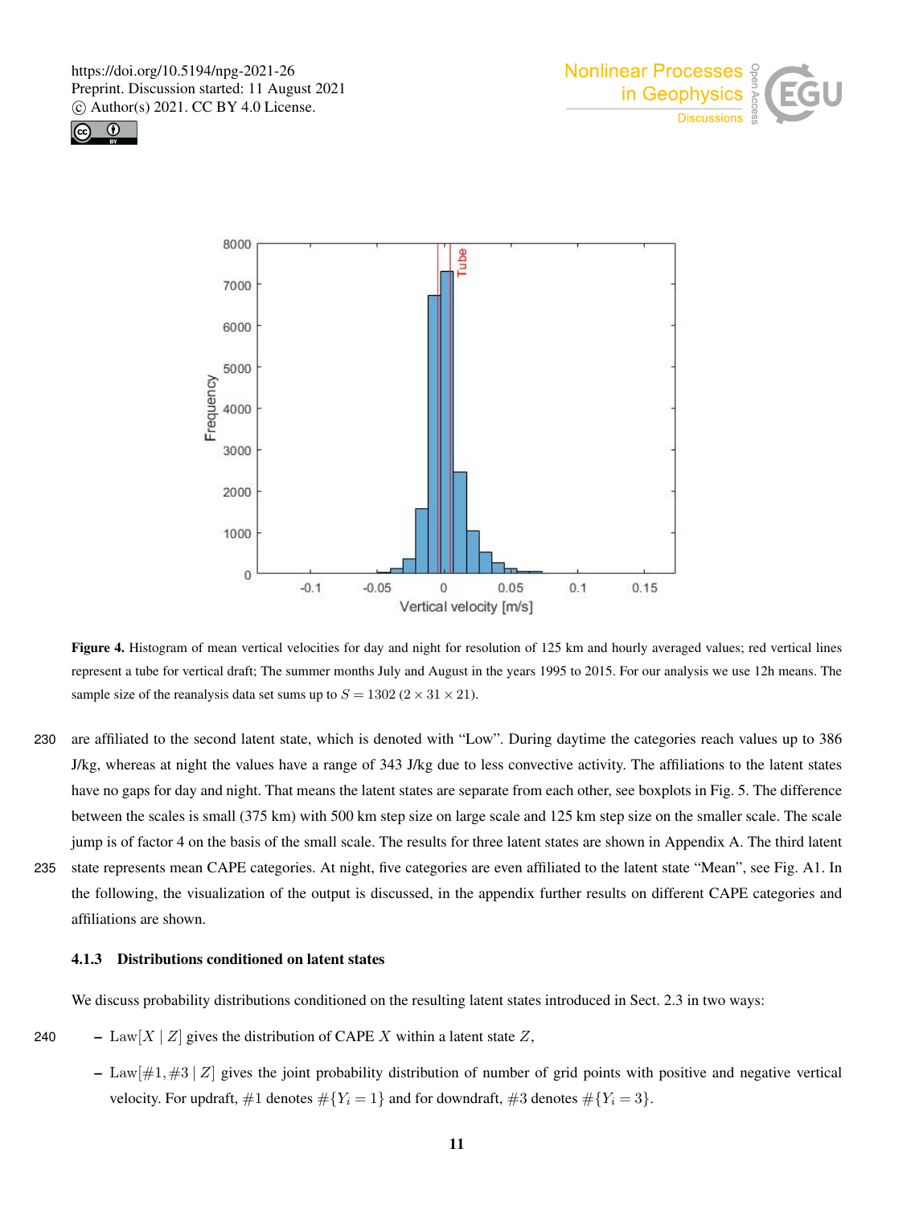**Figure 4.** Histogram of mean vertical velocities for day and night for resolution of 125 km and hourly averaged values; red vertical lines represent a tube for vertical draft; The summer months July and August in the years 1995 to 2015. For our analysis we use 12h means. The sample size of the reanalysis data set sums up to $S = 1302$ ($2 \times 31 \times 21$).

are affiliated to the second latent state, which is denoted with "Low". During daytime the categories reach values up to 386 J/kg, whereas at night the values have a range of 343 J/kg due to less convective activity. The affiliations to the latent states have no gaps for day and night. That means the latent states are separate from each other, see boxplots in Fig. 5. The difference between the scales is small (375 km) with 500 km step size on large scale and 125 km step size on the smaller scale. The scale jump is of factor 4 on the basis of the small scale. The results for three latent states are shown in Appendix A. The third latent state represents mean CAPE categories. At night, five categories are even affiliated to the latent state "Mean", see Fig. A1. In the following, the visualization of the output is discussed, in the appendix further results on different CAPE categories and affiliations are shown.

#### 4.1.3 Distributions conditioned on latent states

We discuss probability distributions conditioned on the resulting latent states introduced in Sect. 2.3 in two ways:

- $\text{Law}[X \mid Z]$ gives the distribution of CAPE $X$ within a latent state $Z$,
- $\text{Law}[\#1, \#3 \mid Z]$ gives the joint probability distribution of number of grid points with positive and negative vertical velocity. For updraft, $\#1$ denotes $\#\{Y_i = 1\}$ and for downdraft, $\#3$ denotes $\#\{Y_i = 3\}$.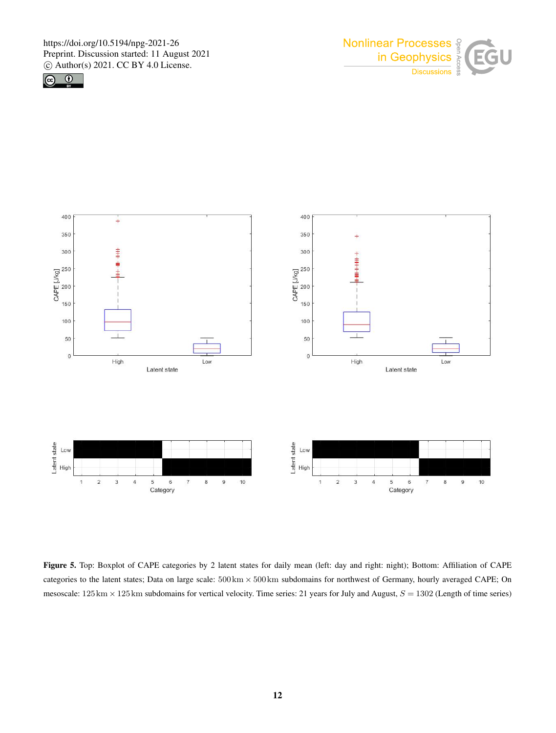**Figure 5.** Top: Boxplot of CAPE categories by 2 latent states for daily mean (left: day and right: night); Bottom: Affiliation of CAPE categories to the latent states; Data on large scale: $500\,\text{km} \times 500\,\text{km}$ subdomains for northwest of Germany, hourly averaged CAPE; On mesoscale: $125\,\text{km} \times 125\,\text{km}$ subdomains for vertical velocity. Time series: 21 years for July and August, $S = 1302$ (Length of time series)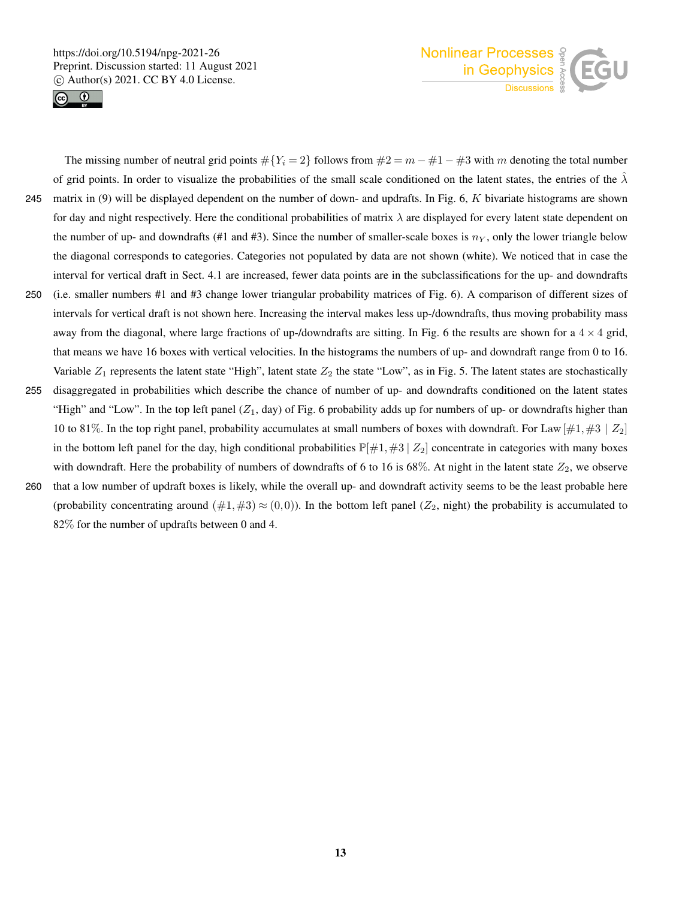The missing number of neutral grid points $\#\{Y_i = 2\}$ follows from $\#2 = m - \#1 - \#3$ with $m$ denoting the total number of grid points. In order to visualize the probabilities of the small scale conditioned on the latent states, the entries of the $\hat{\lambda}$ matrix in (9) will be displayed dependent on the number of down- and updrafts. In Fig. 6, $K$ bivariate histograms are shown for day and night respectively. Here the conditional probabilities of matrix $\lambda$ are displayed for every latent state dependent on the number of up- and downdrafts (#1 and #3). Since the number of smaller-scale boxes is $n_Y$, only the lower triangle below the diagonal corresponds to categories. Categories not populated by data are not shown (white). We noticed that in case the interval for vertical draft in Sect. 4.1 are increased, fewer data points are in the subclassifications for the up- and downdrafts (i.e. smaller numbers #1 and #3 change lower triangular probability matrices of Fig. 6). A comparison of different sizes of intervals for vertical draft is not shown here. Increasing the interval makes less up-/downdrafts, thus moving probability mass away from the diagonal, where large fractions of up-/downdrafts are sitting. In Fig. 6 the results are shown for a $4 \times 4$ grid, that means we have 16 boxes with vertical velocities. In the histograms the numbers of up- and downdraft range from 0 to 16. Variable $Z_1$ represents the latent state "High", latent state $Z_2$ the state "Low", as in Fig. 5. The latent states are stochastically disaggregated in probabilities which describe the chance of number of up- and downdrafts conditioned on the latent states "High" and "Low". In the top left panel ($Z_1$, day) of Fig. 6 probability adds up for numbers of up- or downdrafts higher than 10 to 81%. In the top right panel, probability accumulates at small numbers of boxes with downdraft. For Law$[\#1, \#3 \mid Z_2]$ in the bottom left panel for the day, high conditional probabilities $\mathbb{P}[\#1, \#3 \mid Z_2]$ concentrate in categories with many boxes with downdraft. Here the probability of numbers of downdrafts of 6 to 16 is 68%. At night in the latent state $Z_2$, we observe that a low number of updraft boxes is likely, while the overall up- and downdraft activity seems to be the least probable here (probability concentrating around $(\#1, \#3) \approx (0, 0)$). In the bottom left panel ($Z_2$, night) the probability is accumulated to 82% for the number of updrafts between 0 and 4.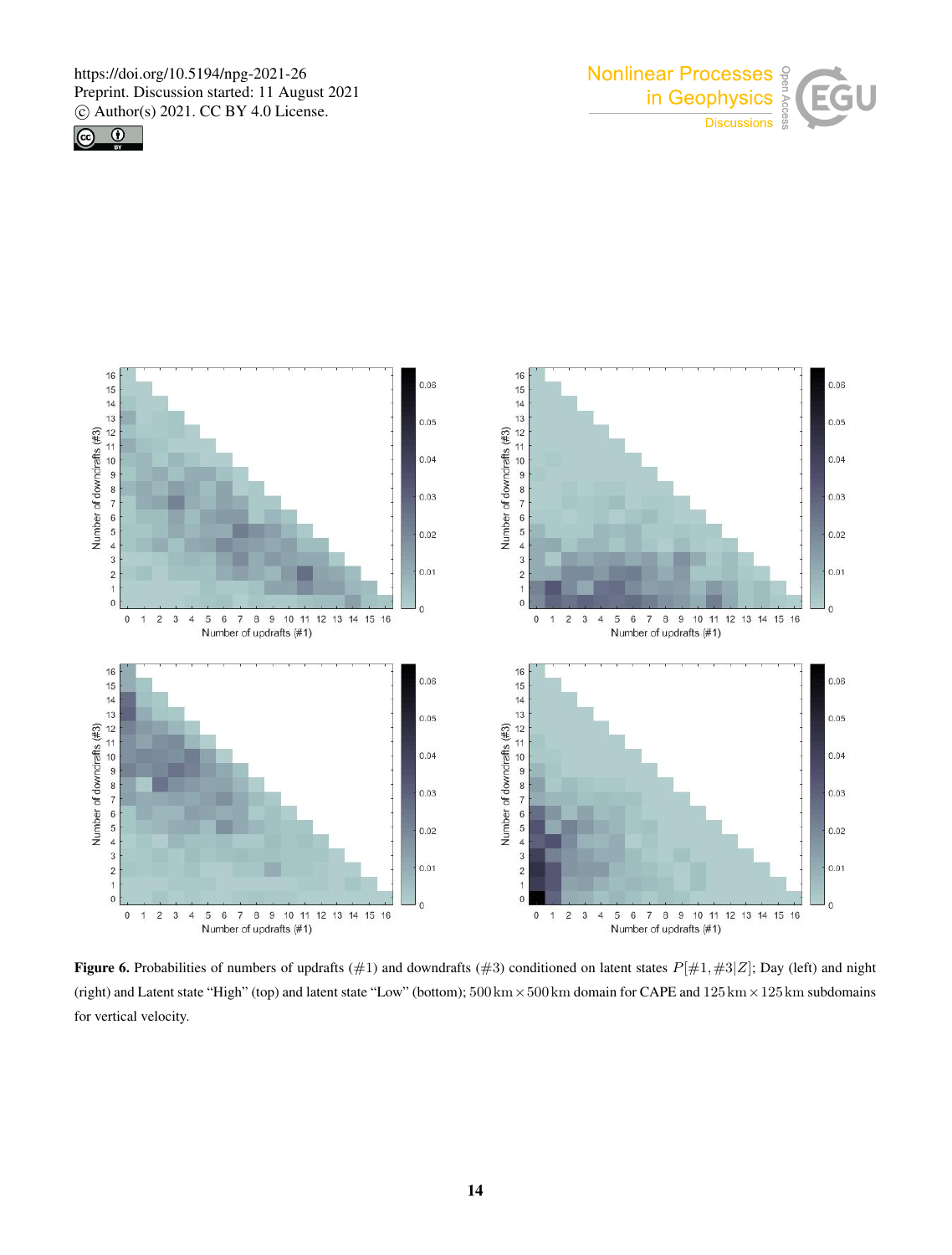**Figure 6.** Probabilities of numbers of updrafts (#1) and downdrafts (#3) conditioned on latent states $P[\#1, \#3|Z]$; Day (left) and night (right) and Latent state "High" (top) and latent state "Low" (bottom); $500\,\text{km} \times 500\,\text{km}$ domain for CAPE and $125\,\text{km} \times 125\,\text{km}$ subdomains for vertical velocity.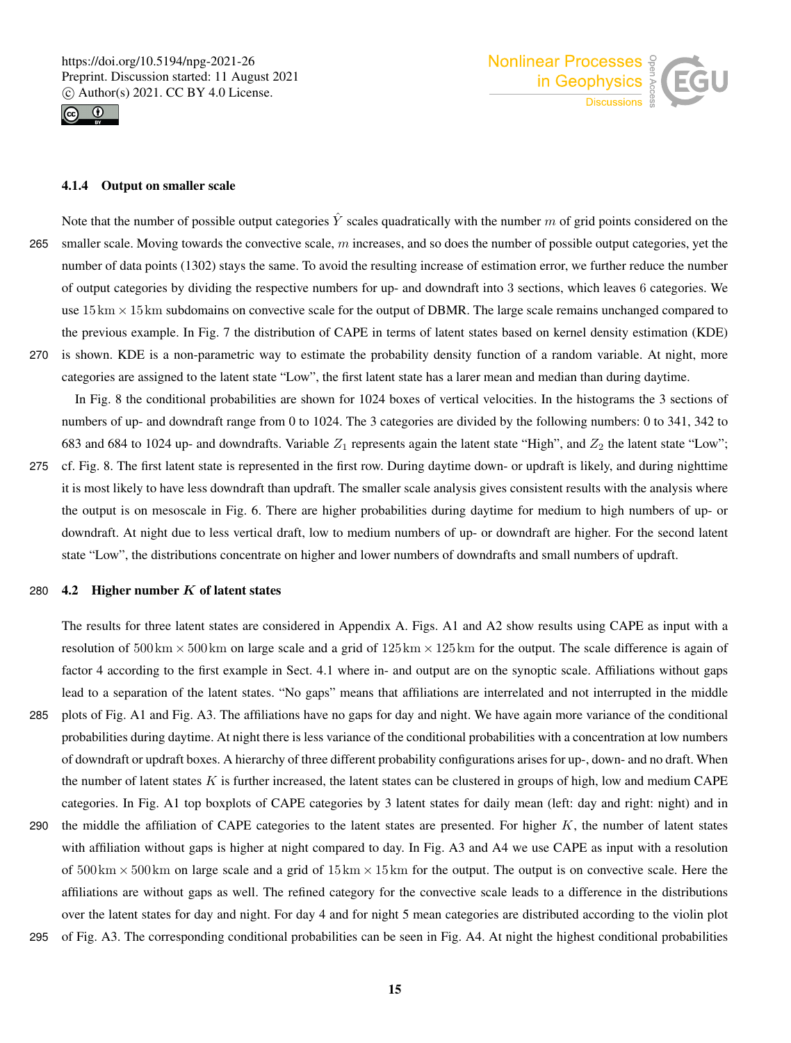#### 4.1.4 Output on smaller scale

Note that the number of possible output categories $\hat{Y}$ scales quadratically with the number $m$ of grid points considered on the smaller scale. Moving towards the convective scale, $m$ increases, and so does the number of possible output categories, yet the number of data points (1302) stays the same. To avoid the resulting increase of estimation error, we further reduce the number of output categories by dividing the respective numbers for up- and downdraft into 3 sections, which leaves 6 categories. We use $15\,\text{km} \times 15\,\text{km}$ subdomains on convective scale for the output of DBMR. The large scale remains unchanged compared to the previous example. In Fig. 7 the distribution of CAPE in terms of latent states based on kernel density estimation (KDE) is shown. KDE is a non-parametric way to estimate the probability density function of a random variable. At night, more categories are assigned to the latent state "Low", the first latent state has a larer mean and median than during daytime.

In Fig. 8 the conditional probabilities are shown for 1024 boxes of vertical velocities. In the histograms the 3 sections of numbers of up- and downdraft range from 0 to 1024. The 3 categories are divided by the following numbers: 0 to 341, 342 to 683 and 684 to 1024 up- and downdrafts. Variable $Z_1$ represents again the latent state "High", and $Z_2$ the latent state "Low"; cf. Fig. 8. The first latent state is represented in the first row. During daytime down- or updraft is likely, and during nighttime it is most likely to have less downdraft than updraft. The smaller scale analysis gives consistent results with the analysis where the output is on mesoscale in Fig. 6. There are higher probabilities during daytime for medium to high numbers of up- or downdraft. At night due to less vertical draft, low to medium numbers of up- or downdraft are higher. For the second latent state "Low", the distributions concentrate on higher and lower numbers of downdrafts and small numbers of updraft.

### 4.2 Higher number $K$ of latent states

The results for three latent states are considered in Appendix A. Figs. A1 and A2 show results using CAPE as input with a resolution of $500\,\text{km} \times 500\,\text{km}$ on large scale and a grid of $125\,\text{km} \times 125\,\text{km}$ for the output. The scale difference is again of factor 4 according to the first example in Sect. 4.1 where in- and output are on the synoptic scale. Affiliations without gaps lead to a separation of the latent states. "No gaps" means that affiliations are interrelated and not interrupted in the middle plots of Fig. A1 and Fig. A3. The affiliations have no gaps for day and night. We have again more variance of the conditional probabilities during daytime. At night there is less variance of the conditional probabilities with a concentration at low numbers of downdraft or updraft boxes. A hierarchy of three different probability configurations arises for up-, down- and no draft. When the number of latent states $K$ is further increased, the latent states can be clustered in groups of high, low and medium CAPE categories. In Fig. A1 top boxplots of CAPE categories by 3 latent states for daily mean (left: day and right: night) and in the middle the affiliation of CAPE categories to the latent states are presented. For higher $K$, the number of latent states with affiliation without gaps is higher at night compared to day. In Fig. A3 and A4 we use CAPE as input with a resolution of $500\,\text{km} \times 500\,\text{km}$ on large scale and a grid of $15\,\text{km} \times 15\,\text{km}$ for the output. The output is on convective scale. Here the affiliations are without gaps as well. The refined category for the convective scale leads to a difference in the distributions over the latent states for day and night. For day 4 and for night 5 mean categories are distributed according to the violin plot of Fig. A3. The corresponding conditional probabilities can be seen in Fig. A4. At night the highest conditional probabilities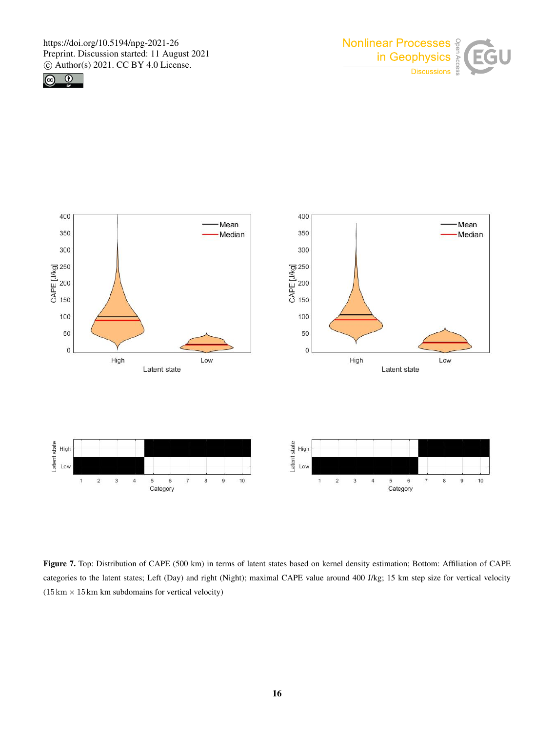**Figure 7.** Top: Distribution of CAPE (500 km) in terms of latent states based on kernel density estimation; Bottom: Affiliation of CAPE categories to the latent states; Left (Day) and right (Night); maximal CAPE value around 400 J/kg; 15 km step size for vertical velocity ($15\,\text{km} \times 15\,\text{km}$ km subdomains for vertical velocity)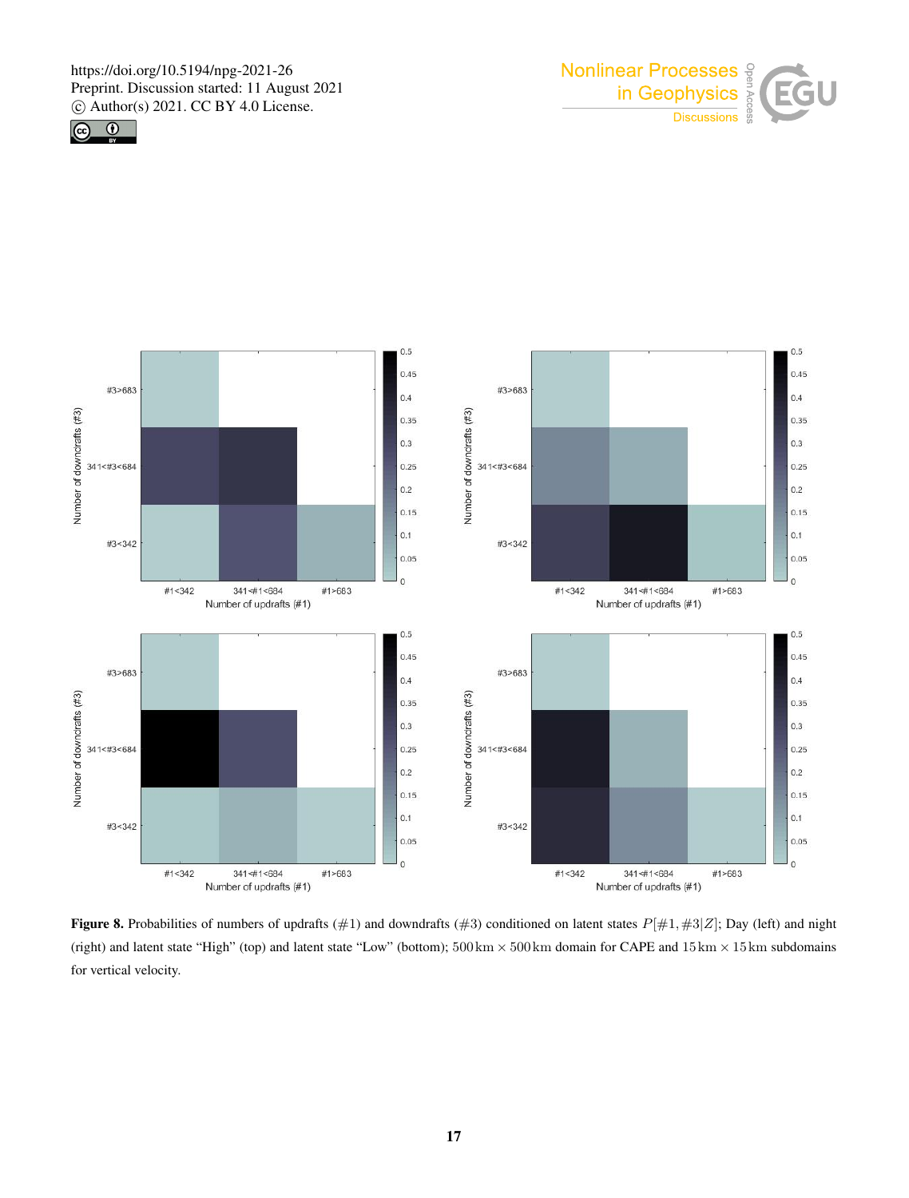**Figure 8.** Probabilities of numbers of updrafts ($\#1$) and downdrafts ($\#3$) conditioned on latent states $P[\#1, \#3|Z]$; Day (left) and night (right) and latent state "High" (top) and latent state "Low" (bottom); $500\,\text{km} \times 500\,\text{km}$ domain for CAPE and $15\,\text{km} \times 15\,\text{km}$ subdomains for vertical velocity.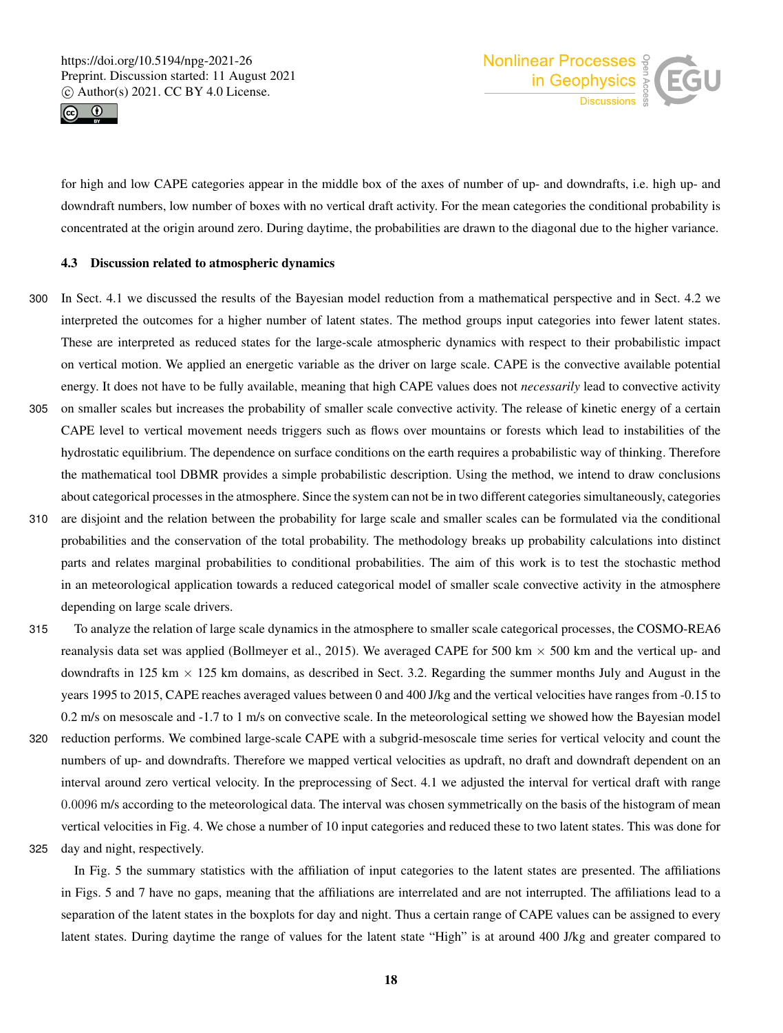for high and low CAPE categories appear in the middle box of the axes of number of up- and downdrafts, i.e. high up- and downdraft numbers, low number of boxes with no vertical draft activity. For the mean categories the conditional probability is concentrated at the origin around zero. During daytime, the probabilities are drawn to the diagonal due to the higher variance.

### 4.3 Discussion related to atmospheric dynamics

In Sect. 4.1 we discussed the results of the Bayesian model reduction from a mathematical perspective and in Sect. 4.2 we interpreted the outcomes for a higher number of latent states. The method groups input categories into fewer latent states. These are interpreted as reduced states for the large-scale atmospheric dynamics with respect to their probabilistic impact on vertical motion. We applied an energetic variable as the driver on large scale. CAPE is the convective available potential energy. It does not have to be fully available, meaning that high CAPE values does not *necessarily* lead to convective activity on smaller scales but increases the probability of smaller scale convective activity. The release of kinetic energy of a certain CAPE level to vertical movement needs triggers such as flows over mountains or forests which lead to instabilities of the hydrostatic equilibrium. The dependence on surface conditions on the earth requires a probabilistic way of thinking. Therefore the mathematical tool DBMR provides a simple probabilistic description. Using the method, we intend to draw conclusions about categorical processes in the atmosphere. Since the system can not be in two different categories simultaneously, categories are disjoint and the relation between the probability for large scale and smaller scales can be formulated via the conditional probabilities and the conservation of the total probability. The methodology breaks up probability calculations into distinct parts and relates marginal probabilities to conditional probabilities. The aim of this work is to test the stochastic method in an meteorological application towards a reduced categorical model of smaller scale convective activity in the atmosphere depending on large scale drivers.

To analyze the relation of large scale dynamics in the atmosphere to smaller scale categorical processes, the COSMO-REA6 reanalysis data set was applied (Bollmeyer et al., 2015). We averaged CAPE for 500 km $\times$ 500 km and the vertical up- and downdrafts in 125 km $\times$ 125 km domains, as described in Sect. 3.2. Regarding the summer months July and August in the years 1995 to 2015, CAPE reaches averaged values between 0 and 400 J/kg and the vertical velocities have ranges from -0.15 to 0.2 m/s on mesoscale and -1.7 to 1 m/s on convective scale. In the meteorological setting we showed how the Bayesian model reduction performs. We combined large-scale CAPE with a subgrid-mesoscale time series for vertical velocity and count the numbers of up- and downdrafts. Therefore we mapped vertical velocities as updraft, no draft and downdraft dependent on an interval around zero vertical velocity. In the preprocessing of Sect. 4.1 we adjusted the interval for vertical draft with range $0.0096$ m/s according to the meteorological data. The interval was chosen symmetrically on the basis of the histogram of mean vertical velocities in Fig. 4. We chose a number of 10 input categories and reduced these to two latent states. This was done for day and night, respectively.

In Fig. 5 the summary statistics with the affiliation of input categories to the latent states are presented. The affiliations in Figs. 5 and 7 have no gaps, meaning that the affiliations are interrelated and are not interrupted. The affiliations lead to a separation of the latent states in the boxplots for day and night. Thus a certain range of CAPE values can be assigned to every latent states. During daytime the range of values for the latent state "High" is at around 400 J/kg and greater compared to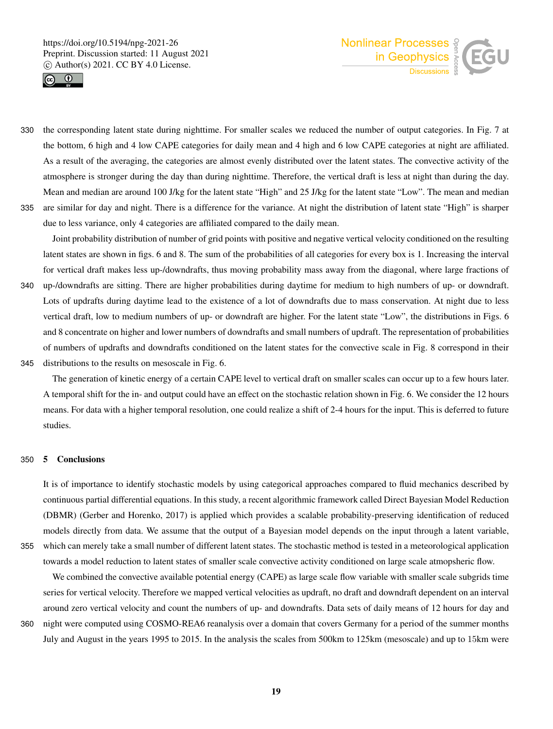the corresponding latent state during nighttime. For smaller scales we reduced the number of output categories. In Fig. 7 at the bottom, 6 high and 4 low CAPE categories for daily mean and 4 high and 6 low CAPE categories at night are affiliated. As a result of the averaging, the categories are almost evenly distributed over the latent states. The convective activity of the atmosphere is stronger during the day than during nighttime. Therefore, the vertical draft is less at night than during the day. Mean and median are around 100 J/kg for the latent state "High" and 25 J/kg for the latent state "Low". The mean and median are similar for day and night. There is a difference for the variance. At night the distribution of latent state "High" is sharper due to less variance, only 4 categories are affiliated compared to the daily mean.

Joint probability distribution of number of grid points with positive and negative vertical velocity conditioned on the resulting latent states are shown in figs. 6 and 8. The sum of the probabilities of all categories for every box is 1. Increasing the interval for vertical draft makes less up-/downdrafts, thus moving probability mass away from the diagonal, where large fractions of up-/downdrafts are sitting. There are higher probabilities during daytime for medium to high numbers of up- or downdraft. Lots of updrafts during daytime lead to the existence of a lot of downdrafts due to mass conservation. At night due to less vertical draft, low to medium numbers of up- or downdraft are higher. For the latent state "Low", the distributions in Figs. 6 and 8 concentrate on higher and lower numbers of downdrafts and small numbers of updraft. The representation of probabilities of numbers of updrafts and downdrafts conditioned on the latent states for the convective scale in Fig. 8 correspond in their distributions to the results on mesoscale in Fig. 6.

The generation of kinetic energy of a certain CAPE level to vertical draft on smaller scales can occur up to a few hours later. A temporal shift for the in- and output could have an effect on the stochastic relation shown in Fig. 6. We consider the 12 hours means. For data with a higher temporal resolution, one could realize a shift of 2-4 hours for the input. This is deferred to future studies.

## 5 Conclusions

It is of importance to identify stochastic models by using categorical approaches compared to fluid mechanics described by continuous partial differential equations. In this study, a recent algorithmic framework called Direct Bayesian Model Reduction (DBMR) (Gerber and Horenko, 2017) is applied which provides a scalable probability-preserving identification of reduced models directly from data. We assume that the output of a Bayesian model depends on the input through a latent variable, which can merely take a small number of different latent states. The stochastic method is tested in a meteorological application towards a model reduction to latent states of smaller scale convective activity conditioned on large scale atmopsheric flow.

We combined the convective available potential energy (CAPE) as large scale flow variable with smaller scale subgrids time series for vertical velocity. Therefore we mapped vertical velocities as updraft, no draft and downdraft dependent on an interval around zero vertical velocity and count the numbers of up- and downdrafts. Data sets of daily means of 12 hours for day and night were computed using COSMO-REA6 reanalysis over a domain that covers Germany for a period of the summer months July and August in the years 1995 to 2015. In the analysis the scales from 500km to 125km (mesoscale) and up to 15km were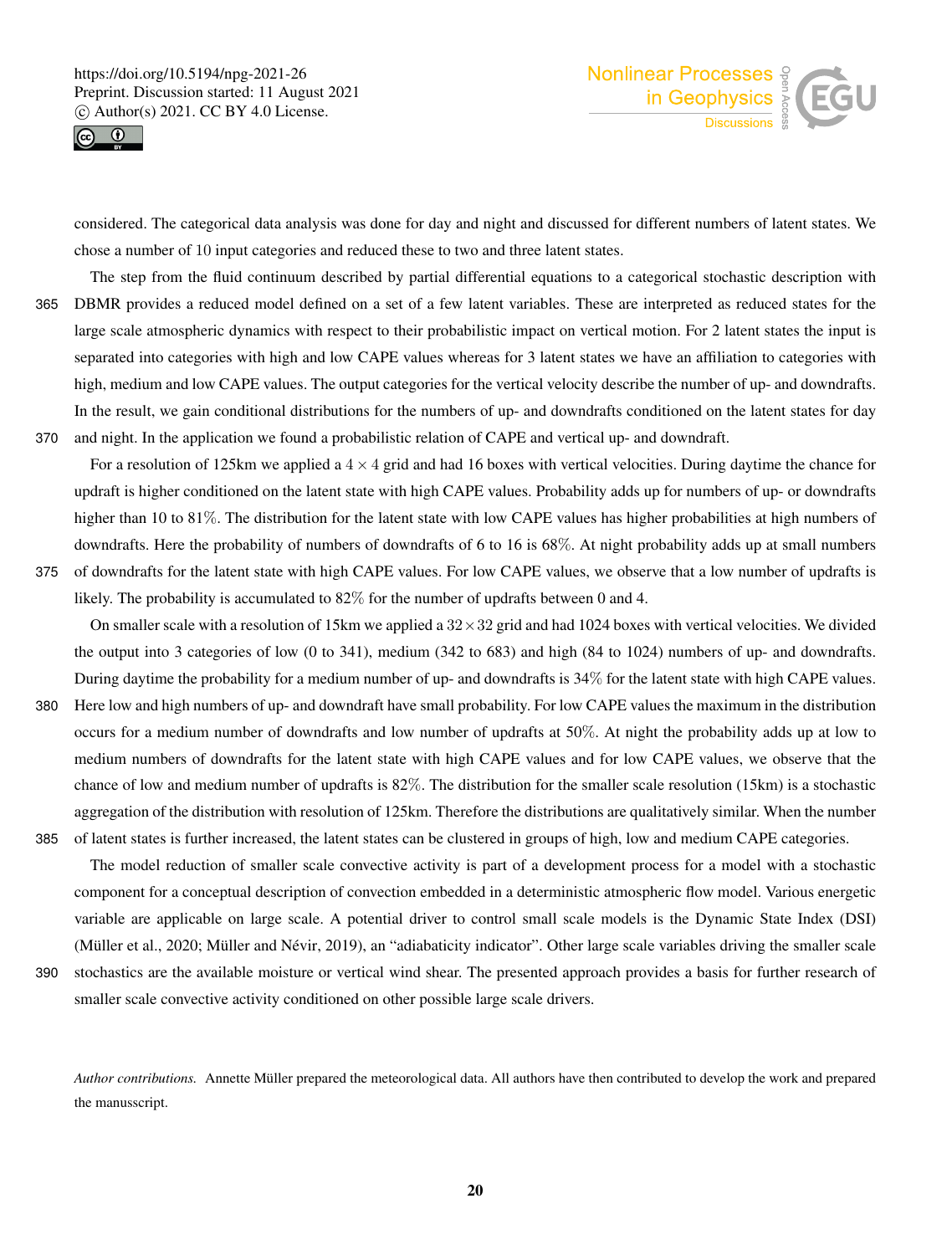considered. The categorical data analysis was done for day and night and discussed for different numbers of latent states. We chose a number of 10 input categories and reduced these to two and three latent states.

The step from the fluid continuum described by partial differential equations to a categorical stochastic description with DBMR provides a reduced model defined on a set of a few latent variables. These are interpreted as reduced states for the large scale atmospheric dynamics with respect to their probabilistic impact on vertical motion. For 2 latent states the input is separated into categories with high and low CAPE values whereas for 3 latent states we have an affiliation to categories with high, medium and low CAPE values. The output categories for the vertical velocity describe the number of up- and downdrafts. In the result, we gain conditional distributions for the numbers of up- and downdrafts conditioned on the latent states for day and night. In the application we found a probabilistic relation of CAPE and vertical up- and downdraft.

For a resolution of 125km we applied a $4 \times 4$ grid and had 16 boxes with vertical velocities. During daytime the chance for updraft is higher conditioned on the latent state with high CAPE values. Probability adds up for numbers of up- or downdrafts higher than 10 to 81%. The distribution for the latent state with low CAPE values has higher probabilities at high numbers of downdrafts. Here the probability of numbers of downdrafts of 6 to 16 is 68%. At night probability adds up at small numbers of downdrafts for the latent state with high CAPE values. For low CAPE values, we observe that a low number of updrafts is likely. The probability is accumulated to 82% for the number of updrafts between 0 and 4.

On smaller scale with a resolution of 15km we applied a $32 \times 32$ grid and had 1024 boxes with vertical velocities. We divided the output into 3 categories of low (0 to 341), medium (342 to 683) and high (84 to 1024) numbers of up- and downdrafts. During daytime the probability for a medium number of up- and downdrafts is 34% for the latent state with high CAPE values. Here low and high numbers of up- and downdraft have small probability. For low CAPE values the maximum in the distribution occurs for a medium number of downdrafts and low number of updrafts at 50%. At night the probability adds up at low to medium numbers of downdrafts for the latent state with high CAPE values and for low CAPE values, we observe that the chance of low and medium number of updrafts is 82%. The distribution for the smaller scale resolution (15km) is a stochastic aggregation of the distribution with resolution of 125km. Therefore the distributions are qualitatively similar. When the number of latent states is further increased, the latent states can be clustered in groups of high, low and medium CAPE categories.

The model reduction of smaller scale convective activity is part of a development process for a model with a stochastic component for a conceptual description of convection embedded in a deterministic atmospheric flow model. Various energetic variable are applicable on large scale. A potential driver to control small scale models is the Dynamic State Index (DSI) (Müller et al., 2020; Müller and Névir, 2019), an "adiabaticity indicator". Other large scale variables driving the smaller scale stochastics are the available moisture or vertical wind shear. The presented approach provides a basis for further research of smaller scale convective activity conditioned on other possible large scale drivers.

*Author contributions.* Annette Müller prepared the meteorological data. All authors have then contributed to develop the work and prepared the manusscript.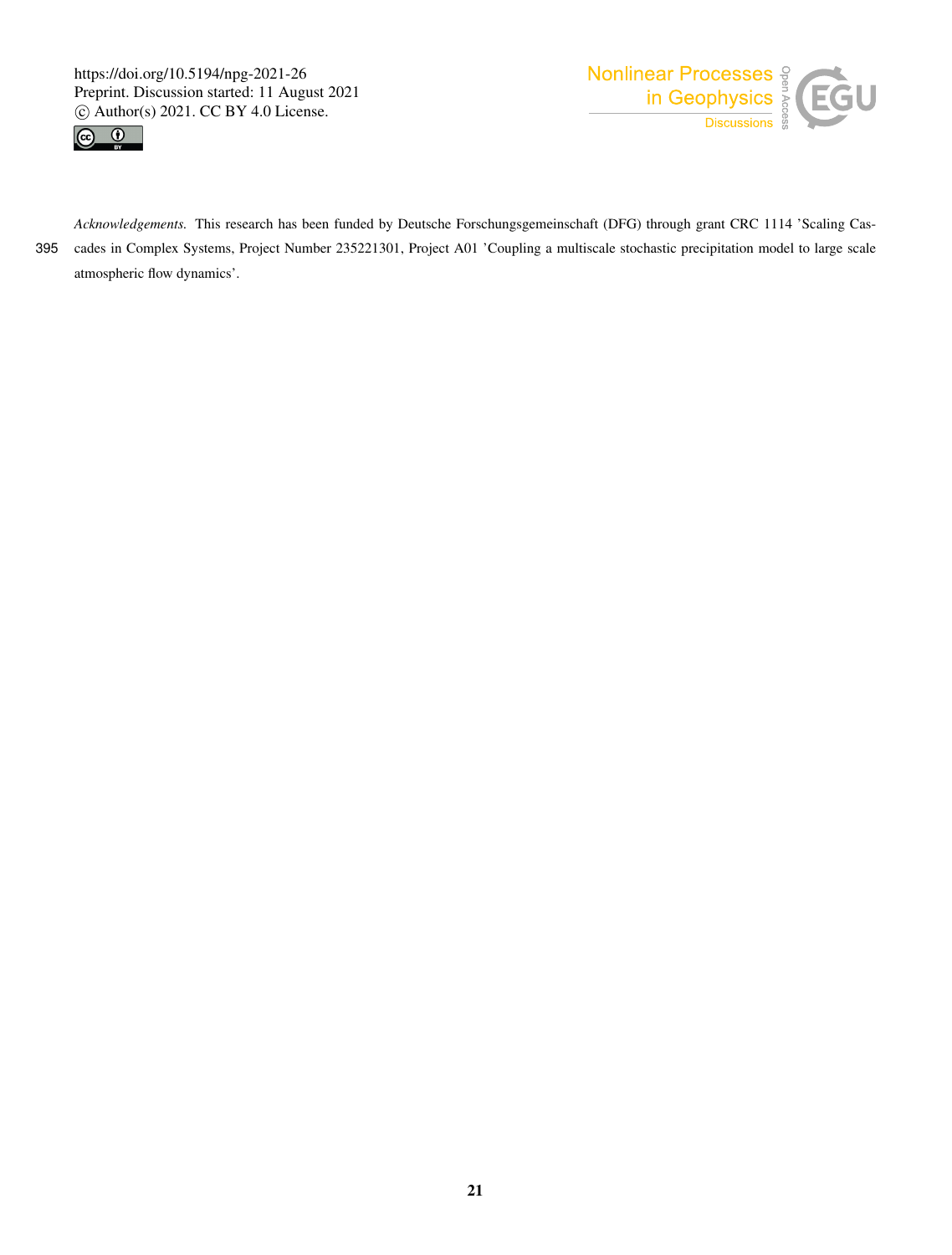*Acknowledgements.* This research has been funded by Deutsche Forschungsgemeinschaft (DFG) through grant CRC 1114 'Scaling Cascades in Complex Systems, Project Number 235221301, Project A01 'Coupling a multiscale stochastic precipitation model to large scale atmospheric flow dynamics'.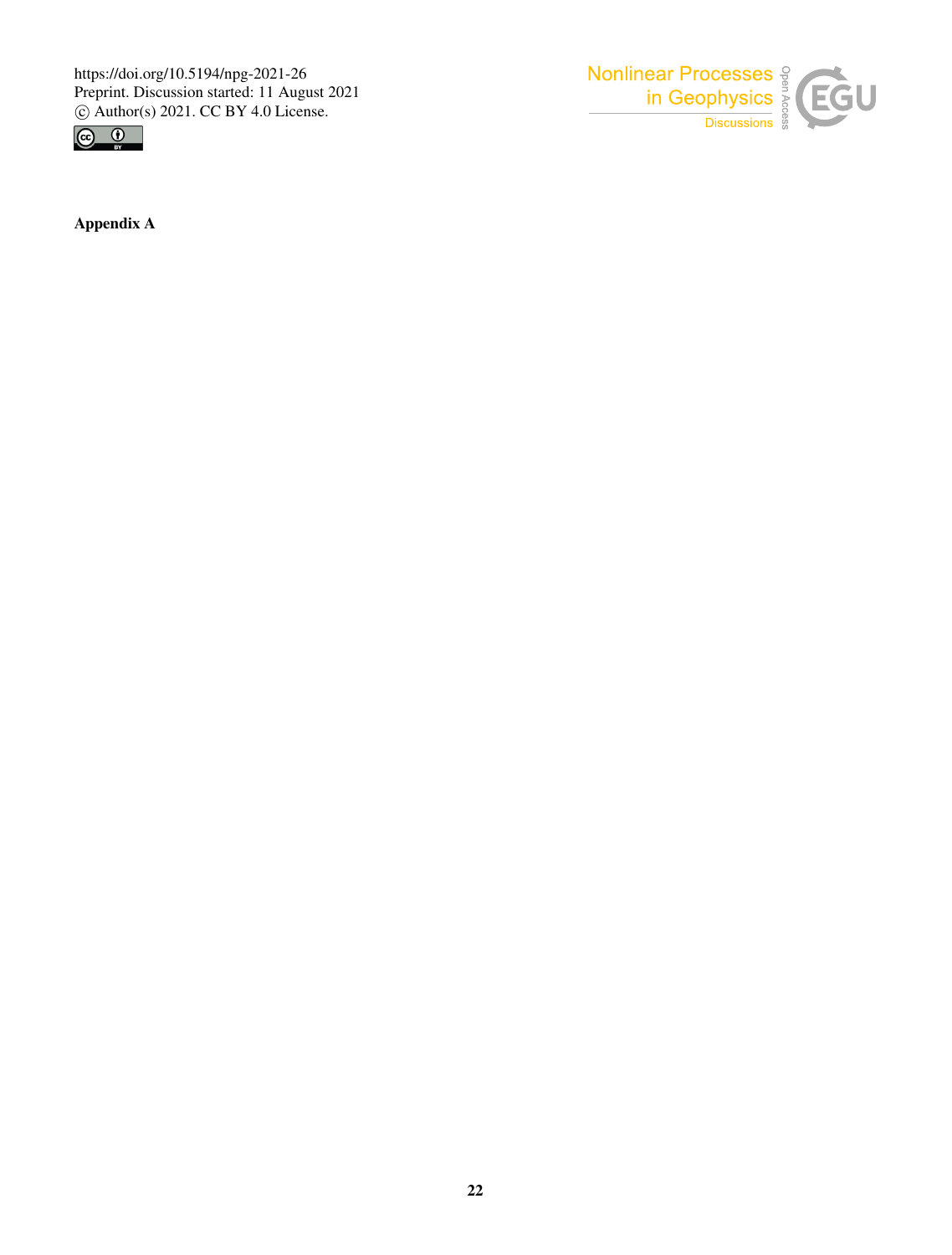**Appendix A**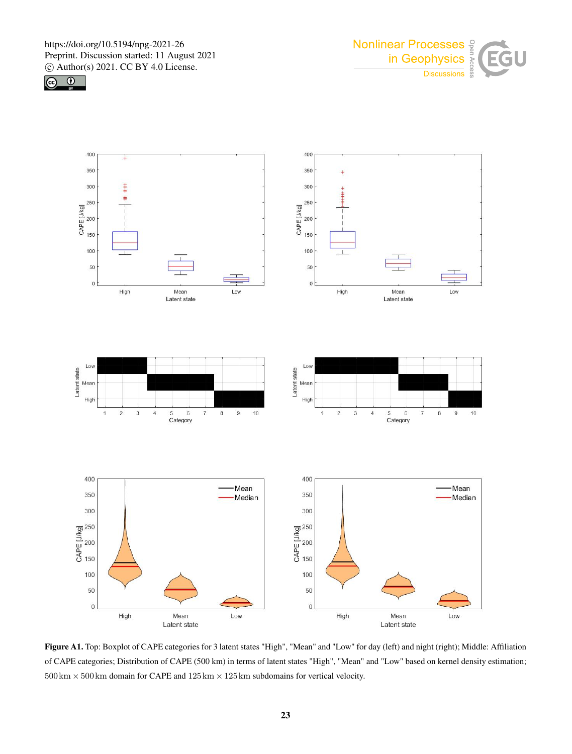**Figure A1.** Top: Boxplot of CAPE categories for 3 latent states "High", "Mean" and "Low" for day (left) and night (right); Middle: Affiliation of CAPE categories; Distribution of CAPE (500 km) in terms of latent states "High", "Mean" and "Low" based on kernel density estimation; $500\,\mathrm{km} \times 500\,\mathrm{km}$ domain for CAPE and $125\,\mathrm{km} \times 125\,\mathrm{km}$ subdomains for vertical velocity.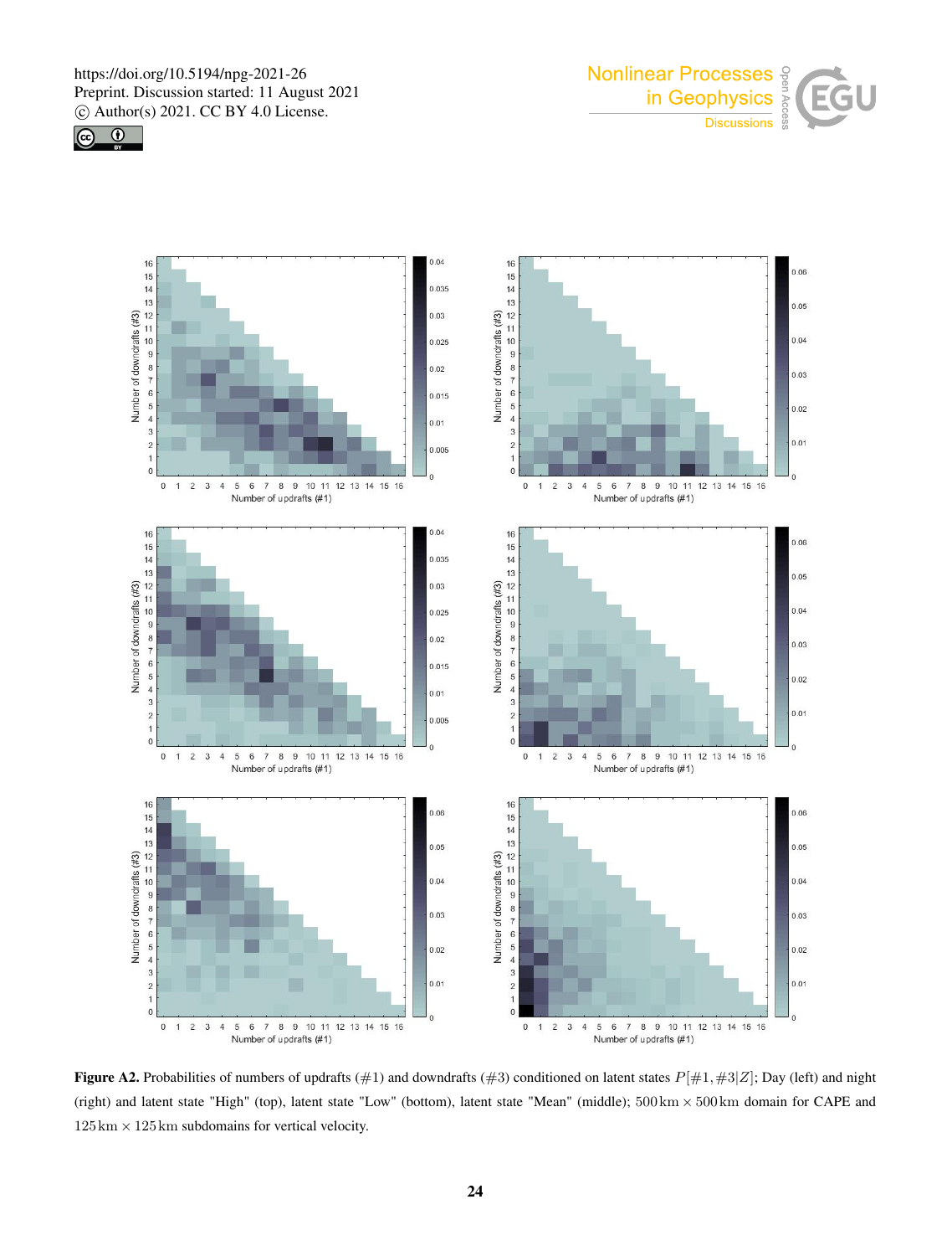**Figure A2.** Probabilities of numbers of updrafts (#1) and downdrafts (#3) conditioned on latent states $P[\#1,\#3|Z]$; Day (left) and night (right) and latent state "High" (top), latent state "Low" (bottom), latent state "Mean" (middle); $500\,\mathrm{km} \times 500\,\mathrm{km}$ domain for CAPE and $125\,\mathrm{km} \times 125\,\mathrm{km}$ subdomains for vertical velocity.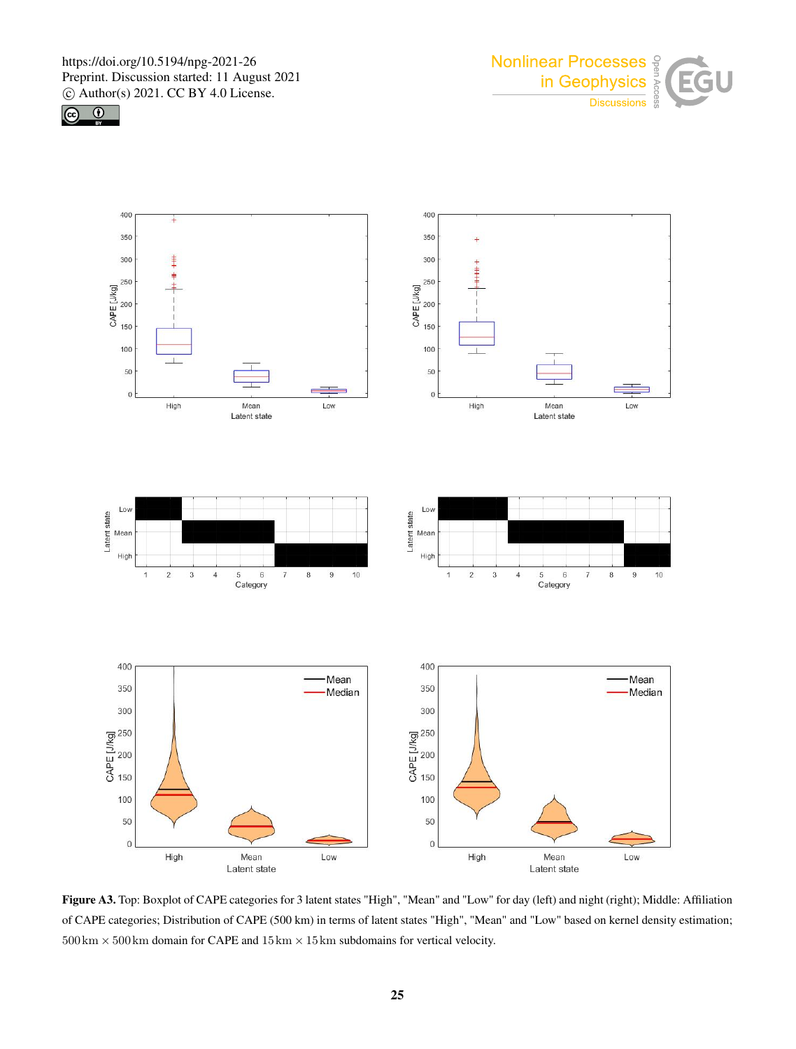**Figure A3.** Top: Boxplot of CAPE categories for 3 latent states "High", "Mean" and "Low" for day (left) and night (right); Middle: Affiliation of CAPE categories; Distribution of CAPE (500 km) in terms of latent states "High", "Mean" and "Low" based on kernel density estimation; $500\,\mathrm{km} \times 500\,\mathrm{km}$ domain for CAPE and $15\,\mathrm{km} \times 15\,\mathrm{km}$ subdomains for vertical velocity.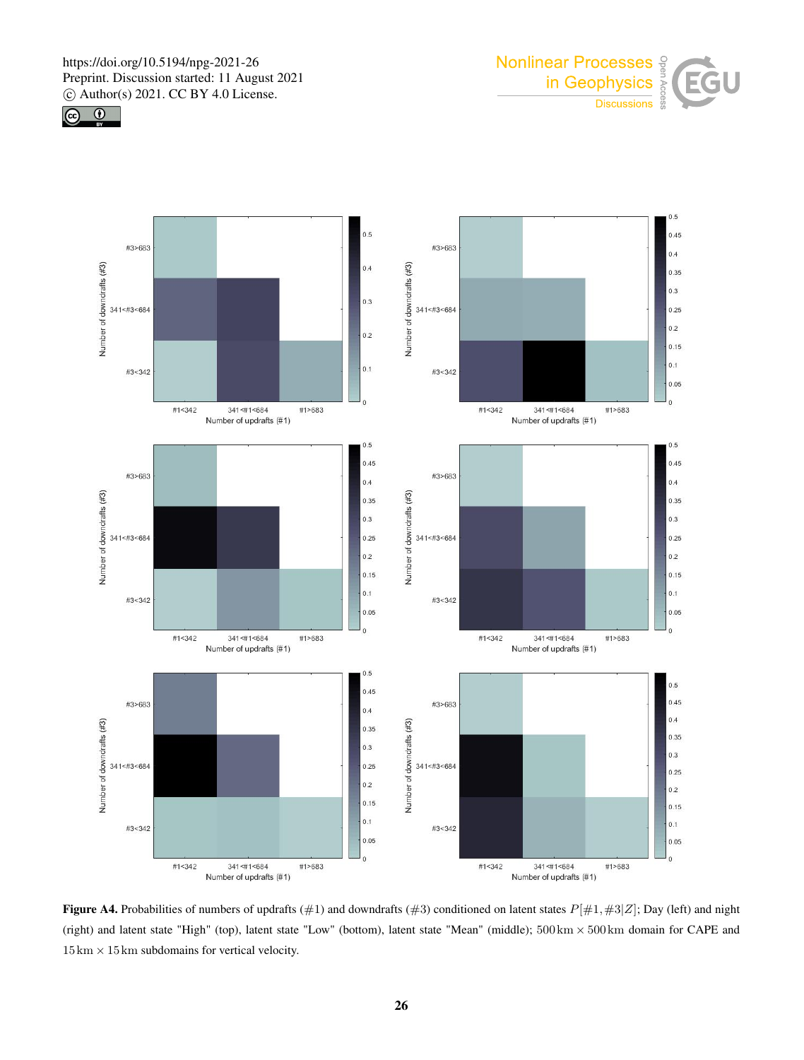**Figure A4.** Probabilities of numbers of updrafts (#1) and downdrafts (#3) conditioned on latent states $P[\#1, \#3|Z]$; Day (left) and night (right) and latent state "High" (top), latent state "Low" (bottom), latent state "Mean" (middle); $500\,\mathrm{km} \times 500\,\mathrm{km}$ domain for CAPE and $15\,\mathrm{km} \times 15\,\mathrm{km}$ subdomains for vertical velocity.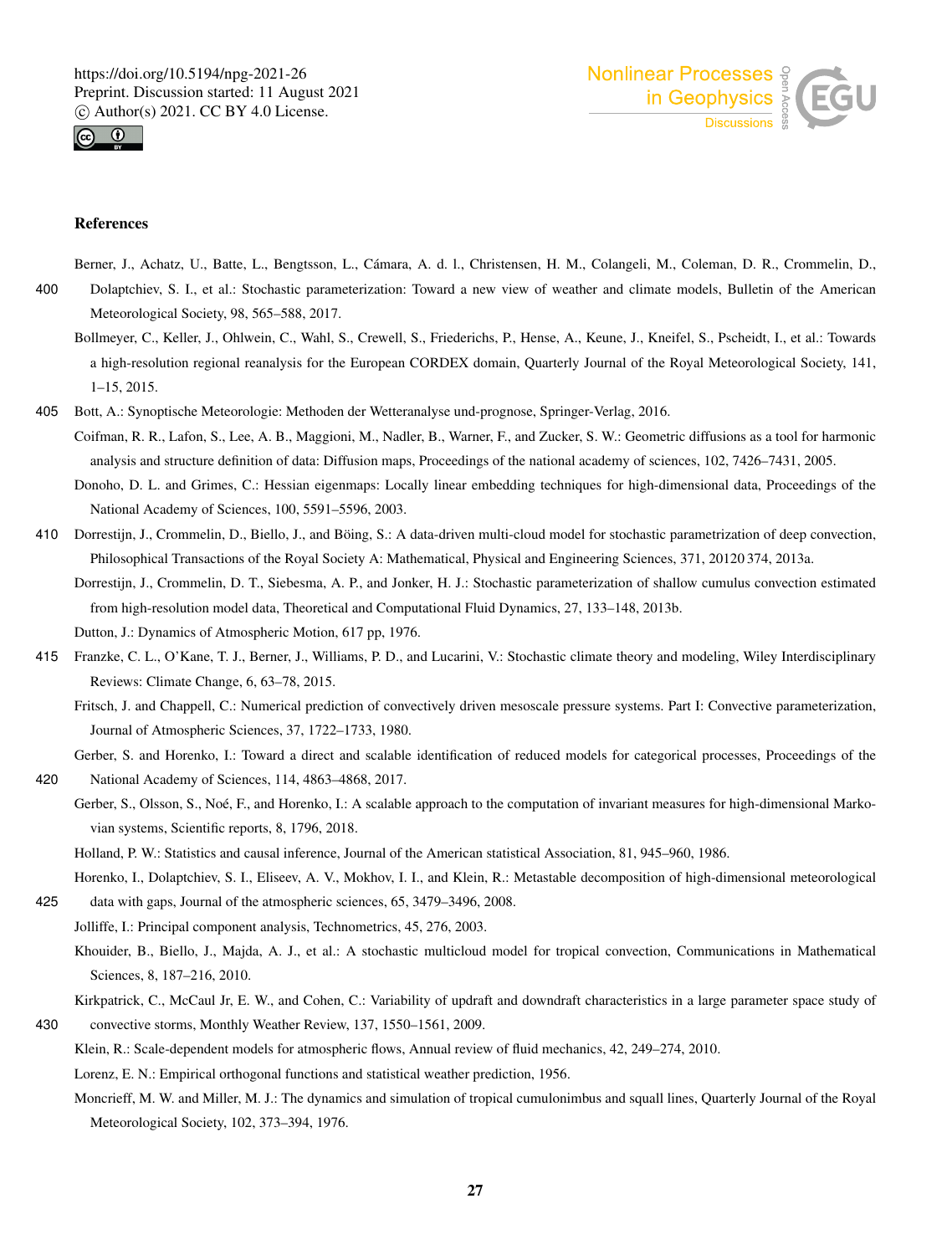# References

Berner, J., Achatz, U., Batte, L., Bengtsson, L., Cámara, A. d. l., Christensen, H. M., Colangeli, M., Coleman, D. R., Crommelin, D., Dolaptchiev, S. I., et al.: Stochastic parameterization: Toward a new view of weather and climate models, Bulletin of the American Meteorological Society, 98, 565–588, 2017.

Bollmeyer, C., Keller, J., Ohlwein, C., Wahl, S., Crewell, S., Friederichs, P., Hense, A., Keune, J., Kneifel, S., Pscheidt, I., et al.: Towards a high-resolution regional reanalysis for the European CORDEX domain, Quarterly Journal of the Royal Meteorological Society, 141, 1–15, 2015.

Bott, A.: Synoptische Meteorologie: Methoden der Wetteranalyse und-prognose, Springer-Verlag, 2016.

Coifman, R. R., Lafon, S., Lee, A. B., Maggioni, M., Nadler, B., Warner, F., and Zucker, S. W.: Geometric diffusions as a tool for harmonic analysis and structure definition of data: Diffusion maps, Proceedings of the national academy of sciences, 102, 7426–7431, 2005.

Donoho, D. L. and Grimes, C.: Hessian eigenmaps: Locally linear embedding techniques for high-dimensional data, Proceedings of the National Academy of Sciences, 100, 5591–5596, 2003.

Dorrestijn, J., Crommelin, D., Biello, J., and Böing, S.: A data-driven multi-cloud model for stochastic parametrization of deep convection, Philosophical Transactions of the Royal Society A: Mathematical, Physical and Engineering Sciences, 371, 20120 374, 2013a.

Dorrestijn, J., Crommelin, D. T., Siebesma, A. P., and Jonker, H. J.: Stochastic parameterization of shallow cumulus convection estimated from high-resolution model data, Theoretical and Computational Fluid Dynamics, 27, 133–148, 2013b.

Dutton, J.: Dynamics of Atmospheric Motion, 617 pp, 1976.

Franzke, C. L., O'Kane, T. J., Berner, J., Williams, P. D., and Lucarini, V.: Stochastic climate theory and modeling, Wiley Interdisciplinary Reviews: Climate Change, 6, 63–78, 2015.

Fritsch, J. and Chappell, C.: Numerical prediction of convectively driven mesoscale pressure systems. Part I: Convective parameterization, Journal of Atmospheric Sciences, 37, 1722–1733, 1980.

Gerber, S. and Horenko, I.: Toward a direct and scalable identification of reduced models for categorical processes, Proceedings of the National Academy of Sciences, 114, 4863–4868, 2017.

Gerber, S., Olsson, S., Noé, F., and Horenko, I.: A scalable approach to the computation of invariant measures for high-dimensional Markovian systems, Scientific reports, 8, 1796, 2018.

Holland, P. W.: Statistics and causal inference, Journal of the American statistical Association, 81, 945–960, 1986.

Horenko, I., Dolaptchiev, S. I., Eliseev, A. V., Mokhov, I. I., and Klein, R.: Metastable decomposition of high-dimensional meteorological data with gaps, Journal of the atmospheric sciences, 65, 3479–3496, 2008.

Jolliffe, I.: Principal component analysis, Technometrics, 45, 276, 2003.

Khouider, B., Biello, J., Majda, A. J., et al.: A stochastic multicloud model for tropical convection, Communications in Mathematical Sciences, 8, 187–216, 2010.

Kirkpatrick, C., McCaul Jr, E. W., and Cohen, C.: Variability of updraft and downdraft characteristics in a large parameter space study of convective storms, Monthly Weather Review, 137, 1550–1561, 2009.

Klein, R.: Scale-dependent models for atmospheric flows, Annual review of fluid mechanics, 42, 249–274, 2010.

Lorenz, E. N.: Empirical orthogonal functions and statistical weather prediction, 1956.

Moncrieff, M. W. and Miller, M. J.: The dynamics and simulation of tropical cumulonimbus and squall lines, Quarterly Journal of the Royal Meteorological Society, 102, 373–394, 1976.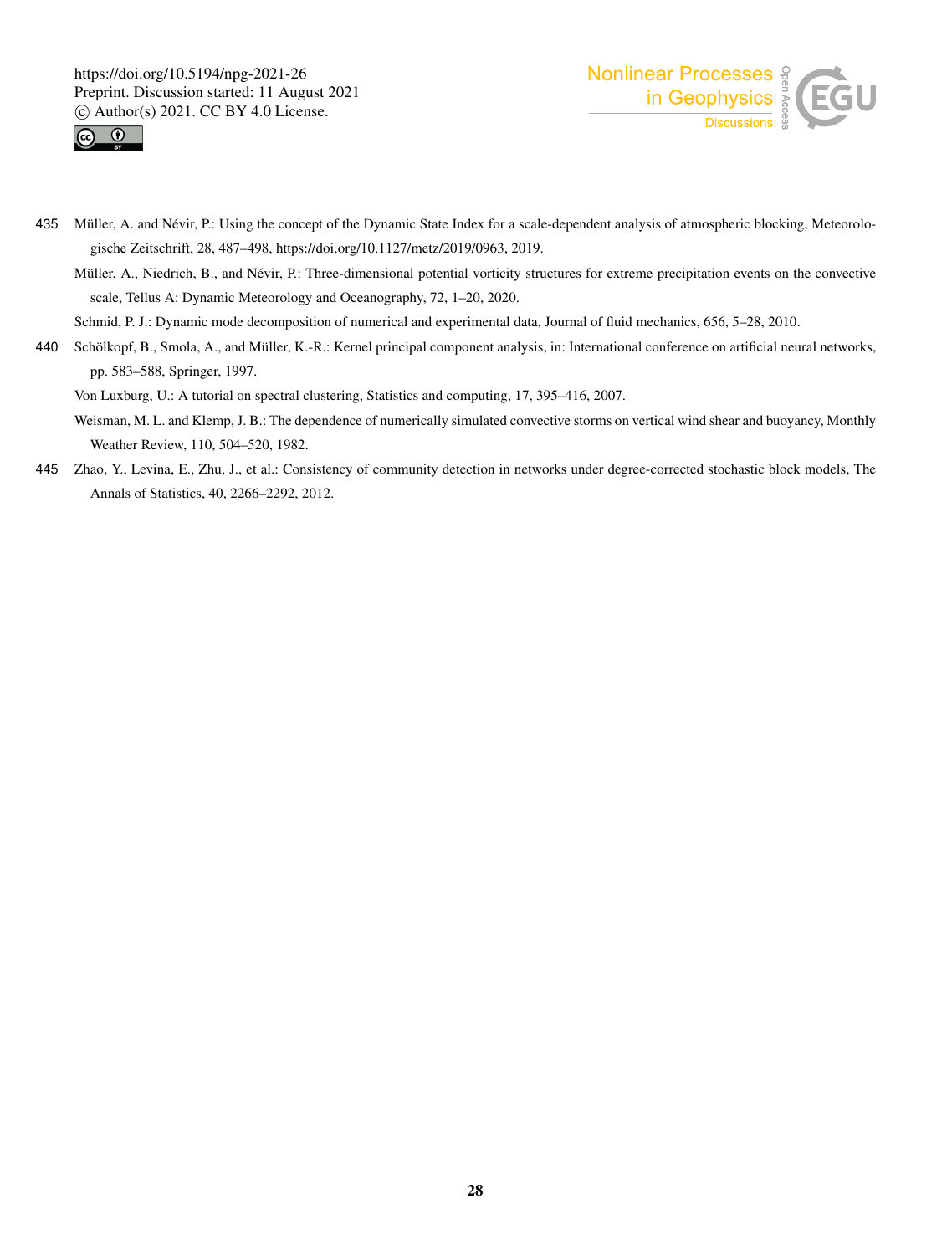Müller, A. and Névir, P.: Using the concept of the Dynamic State Index for a scale-dependent analysis of atmospheric blocking, Meteorologische Zeitschrift, 28, 487–498, https://doi.org/10.1127/metz/2019/0963, 2019.

Müller, A., Niedrich, B., and Névir, P.: Three-dimensional potential vorticity structures for extreme precipitation events on the convective scale, Tellus A: Dynamic Meteorology and Oceanography, 72, 1–20, 2020.

Schmid, P. J.: Dynamic mode decomposition of numerical and experimental data, Journal of fluid mechanics, 656, 5–28, 2010.

Schölkopf, B., Smola, A., and Müller, K.-R.: Kernel principal component analysis, in: International conference on artificial neural networks, pp. 583–588, Springer, 1997.

Von Luxburg, U.: A tutorial on spectral clustering, Statistics and computing, 17, 395–416, 2007.

Weisman, M. L. and Klemp, J. B.: The dependence of numerically simulated convective storms on vertical wind shear and buoyancy, Monthly Weather Review, 110, 504–520, 1982.

Zhao, Y., Levina, E., Zhu, J., et al.: Consistency of community detection in networks under degree-corrected stochastic block models, The Annals of Statistics, 40, 2266–2292, 2012.